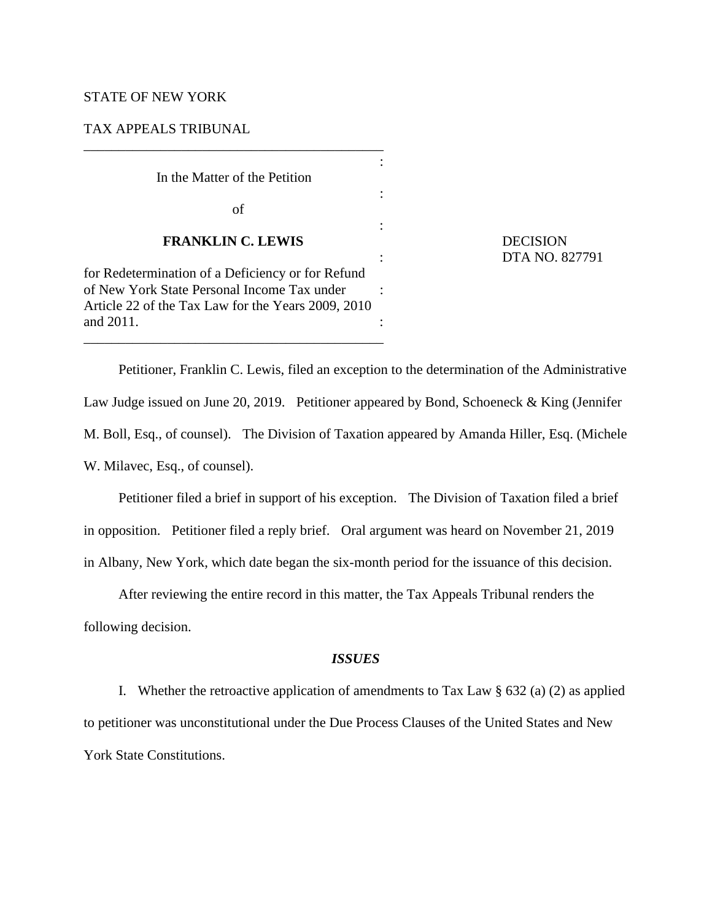STATE OF NEW YORK

TAX APPEALS TRIBUNAL

In the Matter of the Petition

of

**FRANKLIN C. LEWIS**

for Redetermination of a Deficiency or for Refund of New York State Personal Income Tax under Article 22 of the Tax Law for the Years 2009, 2010 and 2011.

DECISION
DTA NO. 827791

Petitioner, Franklin C. Lewis, filed an exception to the determination of the Administrative Law Judge issued on June 20, 2019. Petitioner appeared by Bond, Schoeneck & King (Jennifer M. Boll, Esq., of counsel). The Division of Taxation appeared by Amanda Hiller, Esq. (Michele W. Milavec, Esq., of counsel).

Petitioner filed a brief in support of his exception. The Division of Taxation filed a brief in opposition. Petitioner filed a reply brief. Oral argument was heard on November 21, 2019 in Albany, New York, which date began the six-month period for the issuance of this decision.

After reviewing the entire record in this matter, the Tax Appeals Tribunal renders the following decision.

## *ISSUES*

I. Whether the retroactive application of amendments to Tax Law § 632 (a) (2) as applied to petitioner was unconstitutional under the Due Process Clauses of the United States and New York State Constitutions.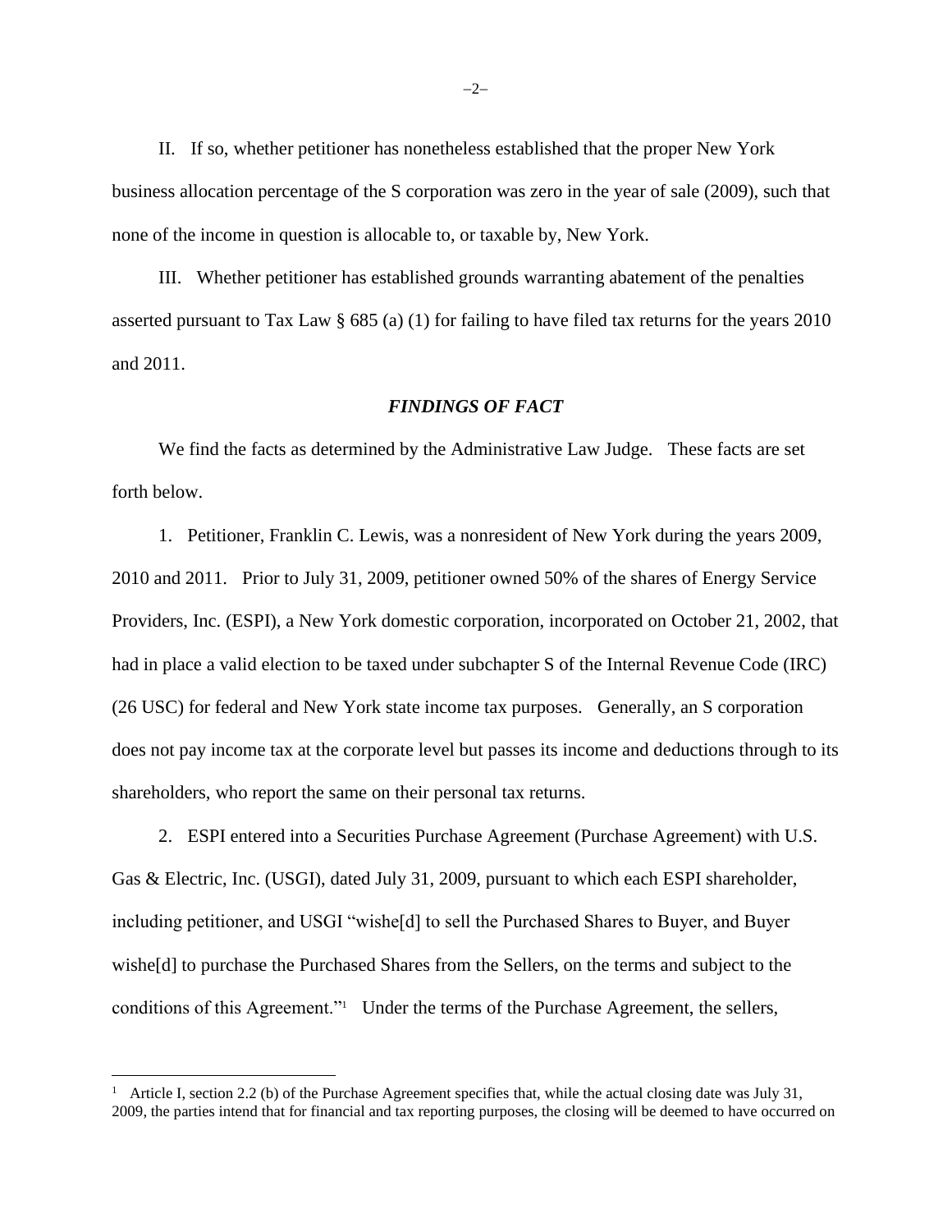II. If so, whether petitioner has nonetheless established that the proper New York business allocation percentage of the S corporation was zero in the year of sale (2009), such that none of the income in question is allocable to, or taxable by, New York.

III. Whether petitioner has established grounds warranting abatement of the penalties asserted pursuant to Tax Law § 685 (a) (1) for failing to have filed tax returns for the years 2010 and 2011.

## *FINDINGS OF FACT*

We find the facts as determined by the Administrative Law Judge. These facts are set forth below.

1. Petitioner, Franklin C. Lewis, was a nonresident of New York during the years 2009, 2010 and 2011. Prior to July 31, 2009, petitioner owned 50% of the shares of Energy Service Providers, Inc. (ESPI), a New York domestic corporation, incorporated on October 21, 2002, that had in place a valid election to be taxed under subchapter S of the Internal Revenue Code (IRC) (26 USC) for federal and New York state income tax purposes. Generally, an S corporation does not pay income tax at the corporate level but passes its income and deductions through to its shareholders, who report the same on their personal tax returns.

2. ESPI entered into a Securities Purchase Agreement (Purchase Agreement) with U.S. Gas & Electric, Inc. (USGI), dated July 31, 2009, pursuant to which each ESPI shareholder, including petitioner, and USGI "wishe[d] to sell the Purchased Shares to Buyer, and Buyer wishe[d] to purchase the Purchased Shares from the Sellers, on the terms and subject to the conditions of this Agreement."[1] Under the terms of the Purchase Agreement, the sellers,

[1] Article I, section 2.2 (b) of the Purchase Agreement specifies that, while the actual closing date was July 31, 2009, the parties intend that for financial and tax reporting purposes, the closing will be deemed to have occurred on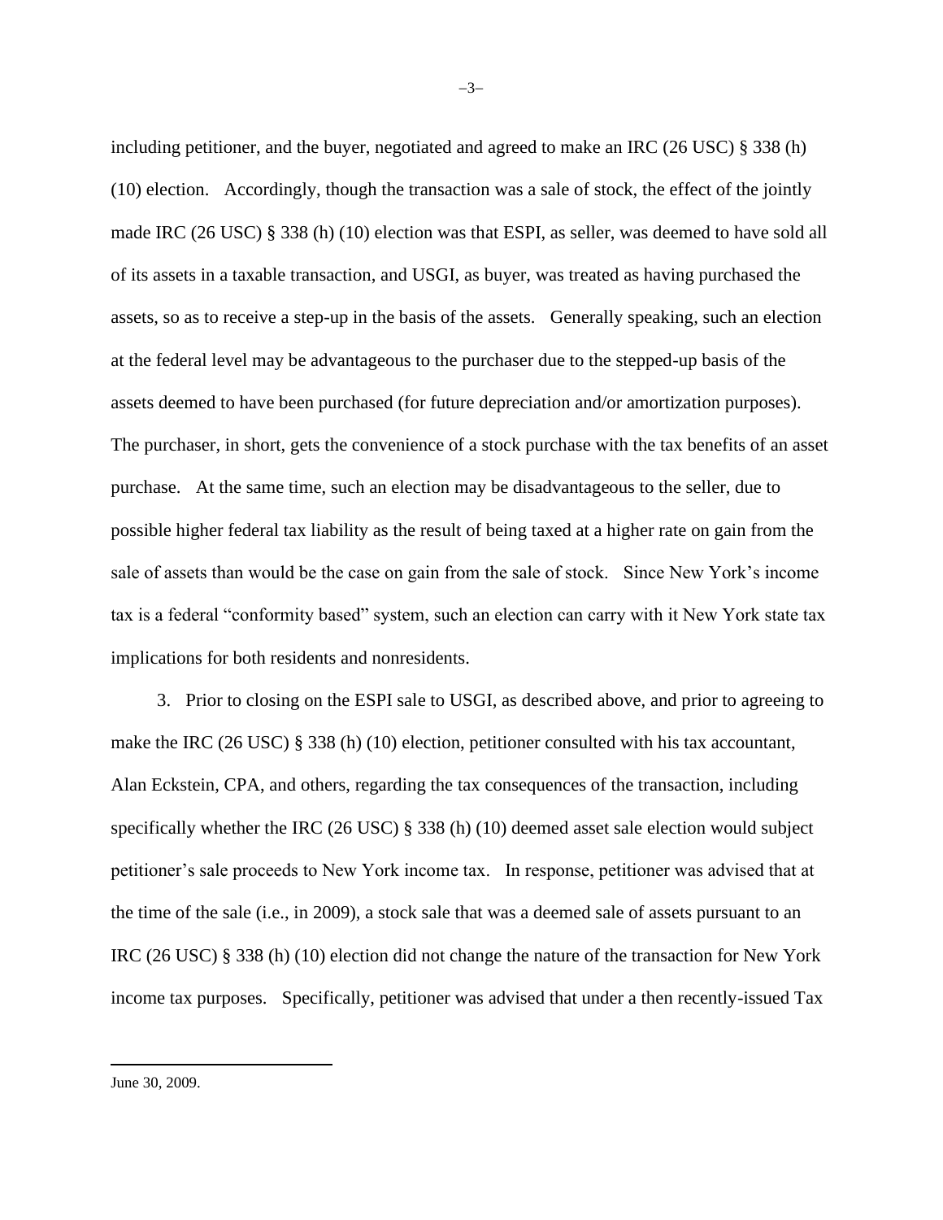including petitioner, and the buyer, negotiated and agreed to make an IRC (26 USC) § 338 (h) (10) election. Accordingly, though the transaction was a sale of stock, the effect of the jointly made IRC (26 USC) § 338 (h) (10) election was that ESPI, as seller, was deemed to have sold all of its assets in a taxable transaction, and USGI, as buyer, was treated as having purchased the assets, so as to receive a step-up in the basis of the assets. Generally speaking, such an election at the federal level may be advantageous to the purchaser due to the stepped-up basis of the assets deemed to have been purchased (for future depreciation and/or amortization purposes). The purchaser, in short, gets the convenience of a stock purchase with the tax benefits of an asset purchase. At the same time, such an election may be disadvantageous to the seller, due to possible higher federal tax liability as the result of being taxed at a higher rate on gain from the sale of assets than would be the case on gain from the sale of stock. Since New York's income tax is a federal "conformity based" system, such an election can carry with it New York state tax implications for both residents and nonresidents.

3. Prior to closing on the ESPI sale to USGI, as described above, and prior to agreeing to make the IRC (26 USC) § 338 (h) (10) election, petitioner consulted with his tax accountant, Alan Eckstein, CPA, and others, regarding the tax consequences of the transaction, including specifically whether the IRC (26 USC) § 338 (h) (10) deemed asset sale election would subject petitioner's sale proceeds to New York income tax. In response, petitioner was advised that at the time of the sale (i.e., in 2009), a stock sale that was a deemed sale of assets pursuant to an IRC (26 USC) § 338 (h) (10) election did not change the nature of the transaction for New York income tax purposes. Specifically, petitioner was advised that under a then recently-issued Tax

---

June 30, 2009.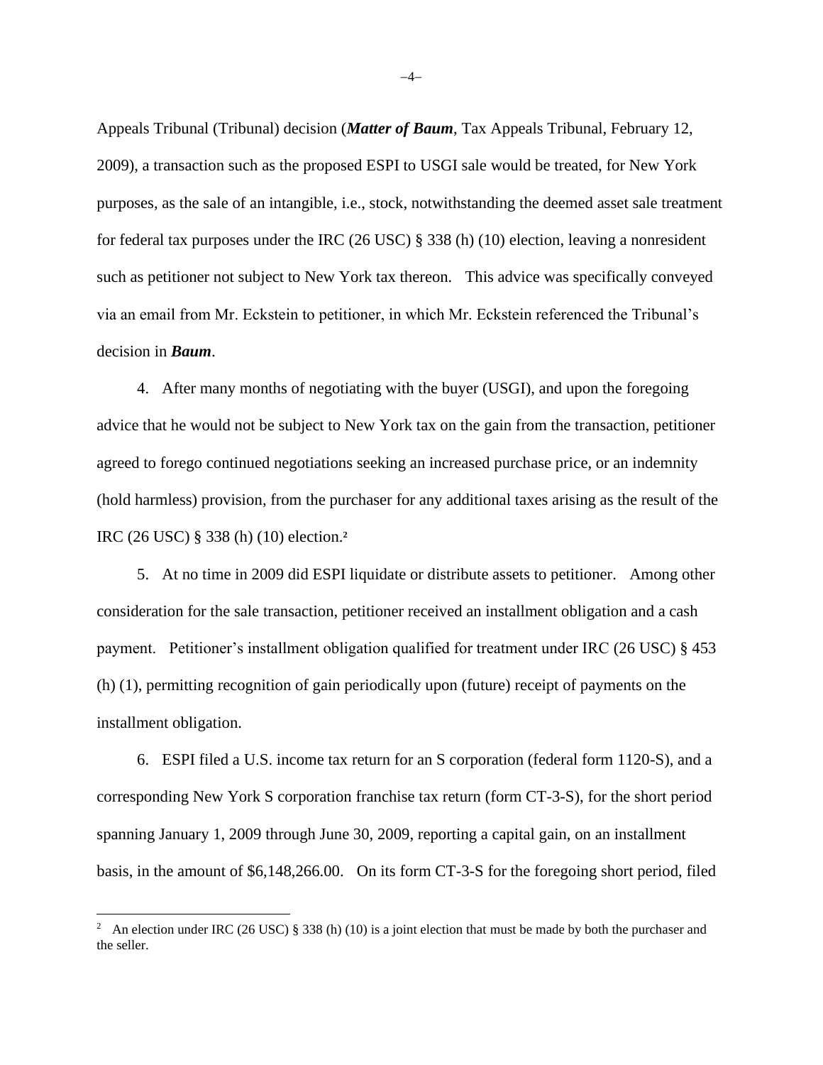Appeals Tribunal (Tribunal) decision (***Matter of Baum***, Tax Appeals Tribunal, February 12, 2009), a transaction such as the proposed ESPI to USGI sale would be treated, for New York purposes, as the sale of an intangible, i.e., stock, notwithstanding the deemed asset sale treatment for federal tax purposes under the IRC (26 USC) § 338 (h) (10) election, leaving a nonresident such as petitioner not subject to New York tax thereon. This advice was specifically conveyed via an email from Mr. Eckstein to petitioner, in which Mr. Eckstein referenced the Tribunal's decision in ***Baum***.

4. After many months of negotiating with the buyer (USGI), and upon the foregoing advice that he would not be subject to New York tax on the gain from the transaction, petitioner agreed to forego continued negotiations seeking an increased purchase price, or an indemnity (hold harmless) provision, from the purchaser for any additional taxes arising as the result of the IRC (26 USC) § 338 (h) (10) election.[2]

5. At no time in 2009 did ESPI liquidate or distribute assets to petitioner. Among other consideration for the sale transaction, petitioner received an installment obligation and a cash payment. Petitioner's installment obligation qualified for treatment under IRC (26 USC) § 453 (h) (1), permitting recognition of gain periodically upon (future) receipt of payments on the installment obligation.

6. ESPI filed a U.S. income tax return for an S corporation (federal form 1120-S), and a corresponding New York S corporation franchise tax return (form CT-3-S), for the short period spanning January 1, 2009 through June 30, 2009, reporting a capital gain, on an installment basis, in the amount of $6,148,266.00. On its form CT-3-S for the foregoing short period, filed

---

[2] An election under IRC (26 USC) § 338 (h) (10) is a joint election that must be made by both the purchaser and the seller.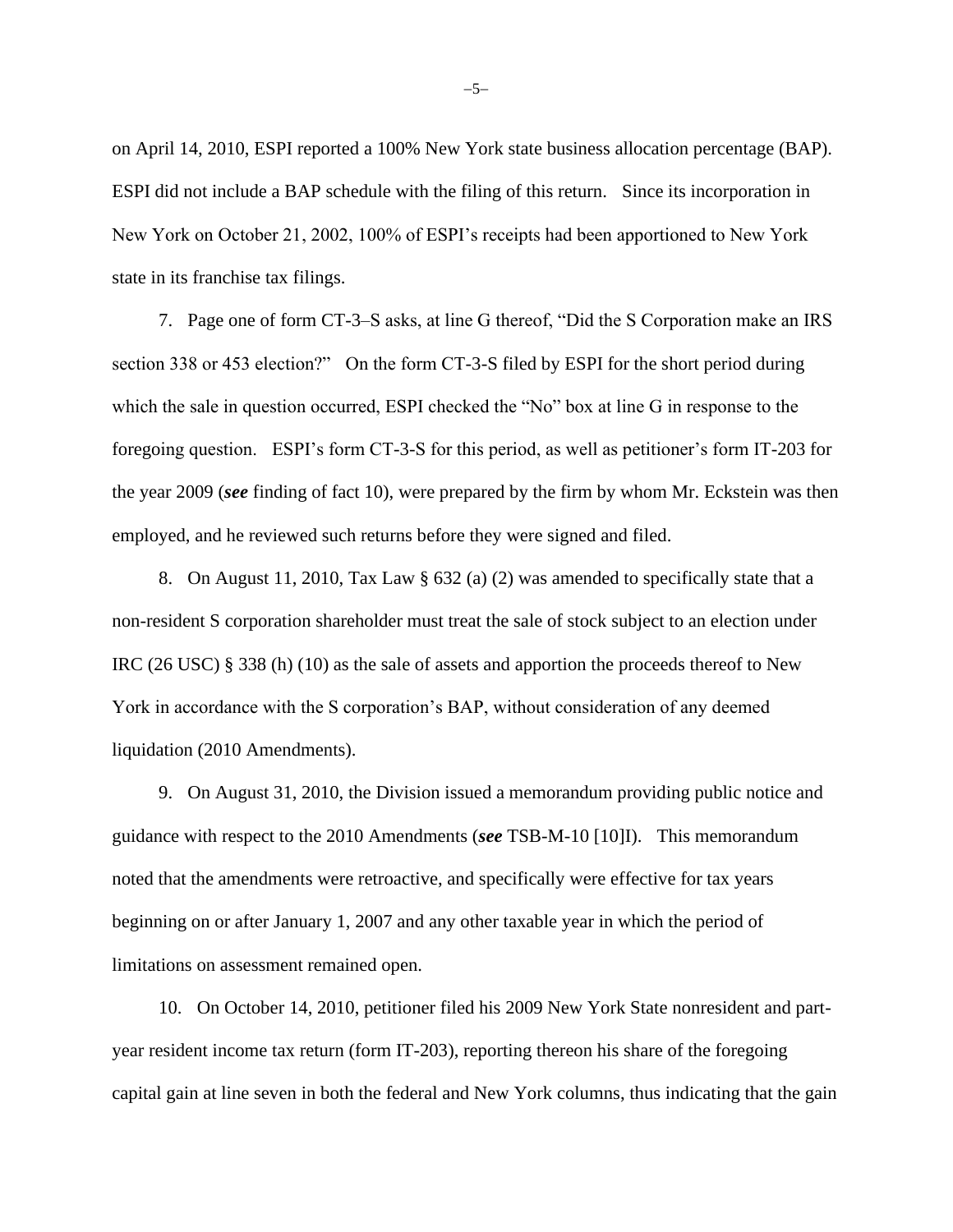on April 14, 2010, ESPI reported a 100% New York state business allocation percentage (BAP). ESPI did not include a BAP schedule with the filing of this return. Since its incorporation in New York on October 21, 2002, 100% of ESPI's receipts had been apportioned to New York state in its franchise tax filings.

7. Page one of form CT-3–S asks, at line G thereof, "Did the S Corporation make an IRS section 338 or 453 election?" On the form CT-3-S filed by ESPI for the short period during which the sale in question occurred, ESPI checked the "No" box at line G in response to the foregoing question. ESPI's form CT-3-S for this period, as well as petitioner's form IT-203 for the year 2009 (***see*** finding of fact 10), were prepared by the firm by whom Mr. Eckstein was then employed, and he reviewed such returns before they were signed and filed.

8. On August 11, 2010, Tax Law § 632 (a) (2) was amended to specifically state that a non-resident S corporation shareholder must treat the sale of stock subject to an election under IRC (26 USC) § 338 (h) (10) as the sale of assets and apportion the proceeds thereof to New York in accordance with the S corporation's BAP, without consideration of any deemed liquidation (2010 Amendments).

9. On August 31, 2010, the Division issued a memorandum providing public notice and guidance with respect to the 2010 Amendments (***see*** TSB-M-10 [10]I). This memorandum noted that the amendments were retroactive, and specifically were effective for tax years beginning on or after January 1, 2007 and any other taxable year in which the period of limitations on assessment remained open.

10. On October 14, 2010, petitioner filed his 2009 New York State nonresident and part-year resident income tax return (form IT-203), reporting thereon his share of the foregoing capital gain at line seven in both the federal and New York columns, thus indicating that the gain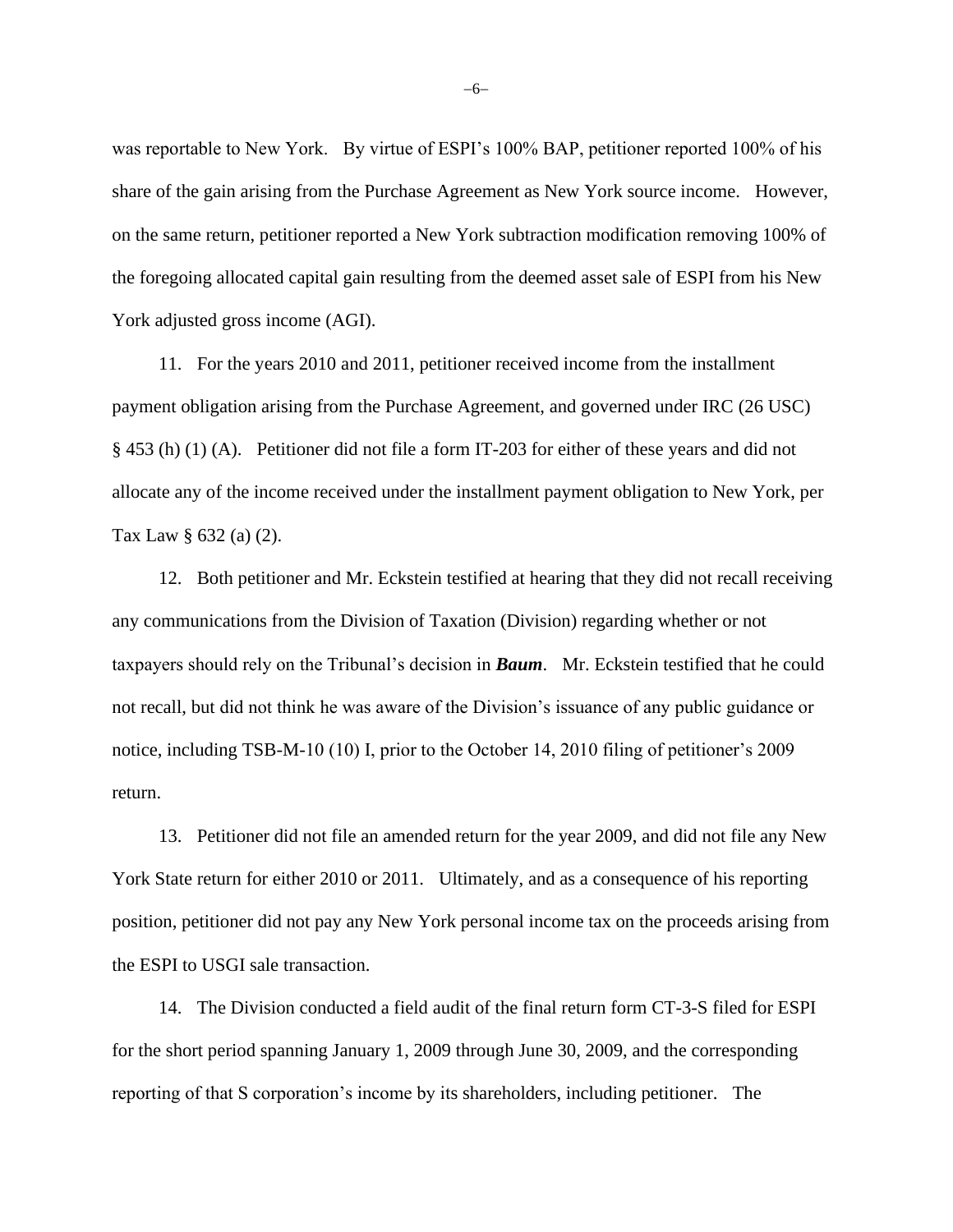was reportable to New York. By virtue of ESPI's 100% BAP, petitioner reported 100% of his share of the gain arising from the Purchase Agreement as New York source income. However, on the same return, petitioner reported a New York subtraction modification removing 100% of the foregoing allocated capital gain resulting from the deemed asset sale of ESPI from his New York adjusted gross income (AGI).

11. For the years 2010 and 2011, petitioner received income from the installment payment obligation arising from the Purchase Agreement, and governed under IRC (26 USC) § 453 (h) (1) (A). Petitioner did not file a form IT-203 for either of these years and did not allocate any of the income received under the installment payment obligation to New York, per Tax Law § 632 (a) (2).

12. Both petitioner and Mr. Eckstein testified at hearing that they did not recall receiving any communications from the Division of Taxation (Division) regarding whether or not taxpayers should rely on the Tribunal's decision in ***Baum***. Mr. Eckstein testified that he could not recall, but did not think he was aware of the Division's issuance of any public guidance or notice, including TSB-M-10 (10) I, prior to the October 14, 2010 filing of petitioner's 2009 return.

13. Petitioner did not file an amended return for the year 2009, and did not file any New York State return for either 2010 or 2011. Ultimately, and as a consequence of his reporting position, petitioner did not pay any New York personal income tax on the proceeds arising from the ESPI to USGI sale transaction.

14. The Division conducted a field audit of the final return form CT-3-S filed for ESPI for the short period spanning January 1, 2009 through June 30, 2009, and the corresponding reporting of that S corporation's income by its shareholders, including petitioner. The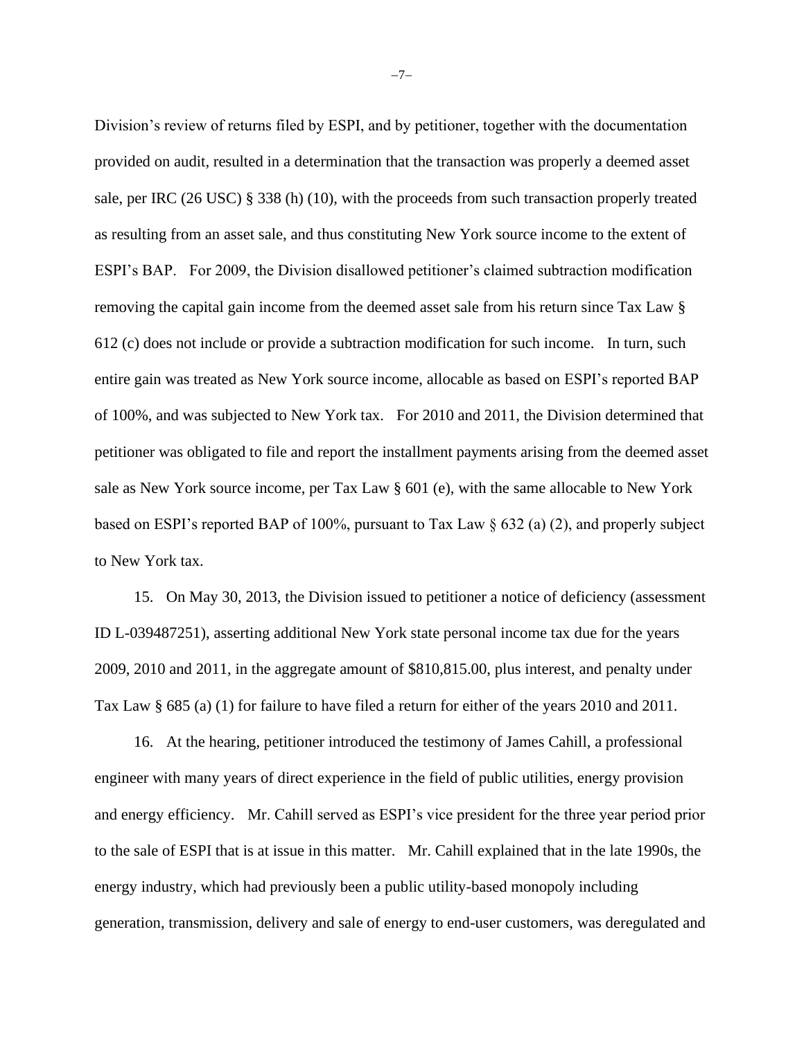Division's review of returns filed by ESPI, and by petitioner, together with the documentation provided on audit, resulted in a determination that the transaction was properly a deemed asset sale, per IRC (26 USC) § 338 (h) (10), with the proceeds from such transaction properly treated as resulting from an asset sale, and thus constituting New York source income to the extent of ESPI's BAP. For 2009, the Division disallowed petitioner's claimed subtraction modification removing the capital gain income from the deemed asset sale from his return since Tax Law § 612 (c) does not include or provide a subtraction modification for such income. In turn, such entire gain was treated as New York source income, allocable as based on ESPI's reported BAP of 100%, and was subjected to New York tax. For 2010 and 2011, the Division determined that petitioner was obligated to file and report the installment payments arising from the deemed asset sale as New York source income, per Tax Law § 601 (e), with the same allocable to New York based on ESPI's reported BAP of 100%, pursuant to Tax Law § 632 (a) (2), and properly subject to New York tax.

15. On May 30, 2013, the Division issued to petitioner a notice of deficiency (assessment ID L-039487251), asserting additional New York state personal income tax due for the years 2009, 2010 and 2011, in the aggregate amount of $810,815.00, plus interest, and penalty under Tax Law § 685 (a) (1) for failure to have filed a return for either of the years 2010 and 2011.

16. At the hearing, petitioner introduced the testimony of James Cahill, a professional engineer with many years of direct experience in the field of public utilities, energy provision and energy efficiency. Mr. Cahill served as ESPI's vice president for the three year period prior to the sale of ESPI that is at issue in this matter. Mr. Cahill explained that in the late 1990s, the energy industry, which had previously been a public utility-based monopoly including generation, transmission, delivery and sale of energy to end-user customers, was deregulated and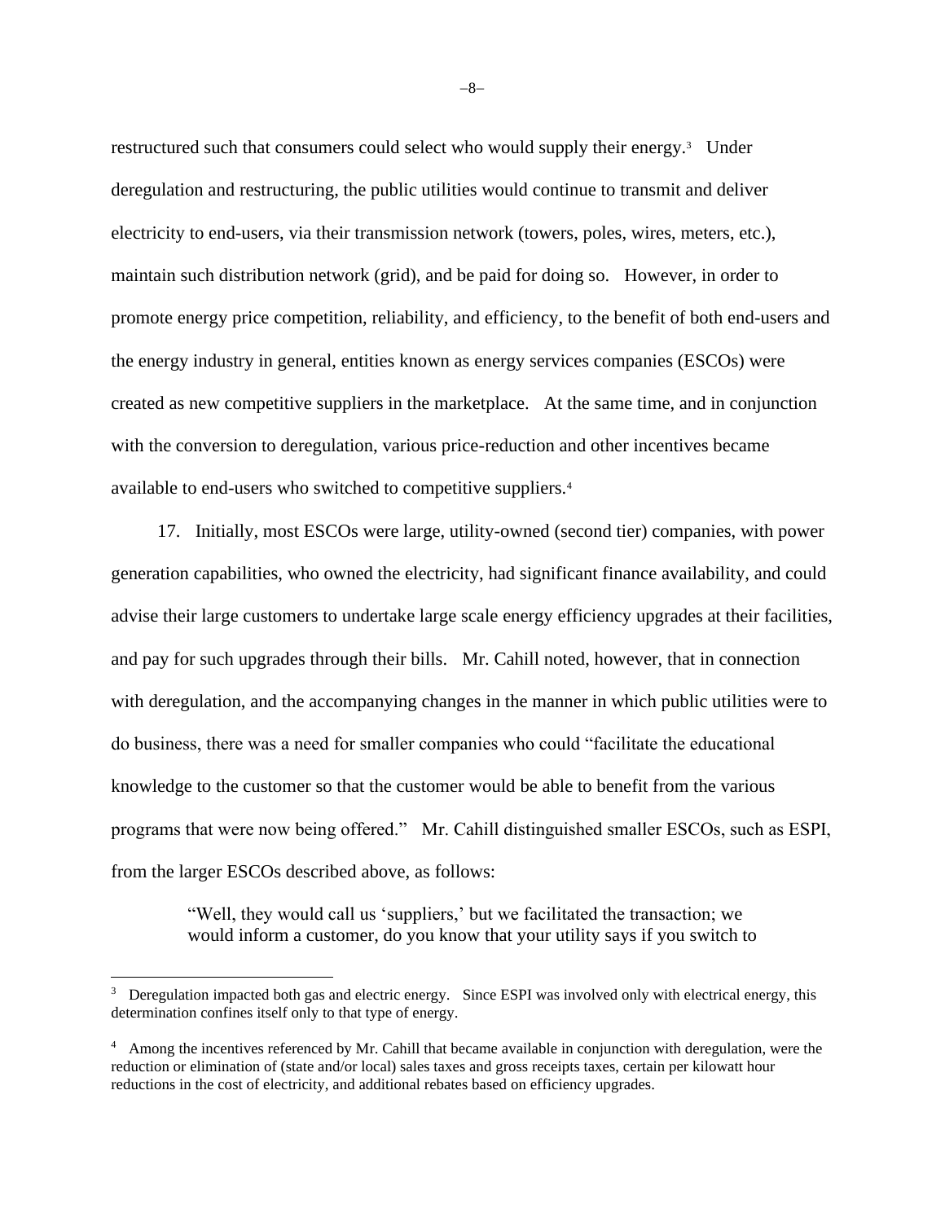restructured such that consumers could select who would supply their energy.[3] Under deregulation and restructuring, the public utilities would continue to transmit and deliver electricity to end-users, via their transmission network (towers, poles, wires, meters, etc.), maintain such distribution network (grid), and be paid for doing so. However, in order to promote energy price competition, reliability, and efficiency, to the benefit of both end-users and the energy industry in general, entities known as energy services companies (ESCOs) were created as new competitive suppliers in the marketplace. At the same time, and in conjunction with the conversion to deregulation, various price-reduction and other incentives became available to end-users who switched to competitive suppliers.[4]

17. Initially, most ESCOs were large, utility-owned (second tier) companies, with power generation capabilities, who owned the electricity, had significant finance availability, and could advise their large customers to undertake large scale energy efficiency upgrades at their facilities, and pay for such upgrades through their bills. Mr. Cahill noted, however, that in connection with deregulation, and the accompanying changes in the manner in which public utilities were to do business, there was a need for smaller companies who could "facilitate the educational knowledge to the customer so that the customer would be able to benefit from the various programs that were now being offered." Mr. Cahill distinguished smaller ESCOs, such as ESPI, from the larger ESCOs described above, as follows:

> "Well, they would call us 'suppliers,' but we facilitated the transaction; we would inform a customer, do you know that your utility says if you switch to

---

[3] Deregulation impacted both gas and electric energy. Since ESPI was involved only with electrical energy, this determination confines itself only to that type of energy.

[4] Among the incentives referenced by Mr. Cahill that became available in conjunction with deregulation, were the reduction or elimination of (state and/or local) sales taxes and gross receipts taxes, certain per kilowatt hour reductions in the cost of electricity, and additional rebates based on efficiency upgrades.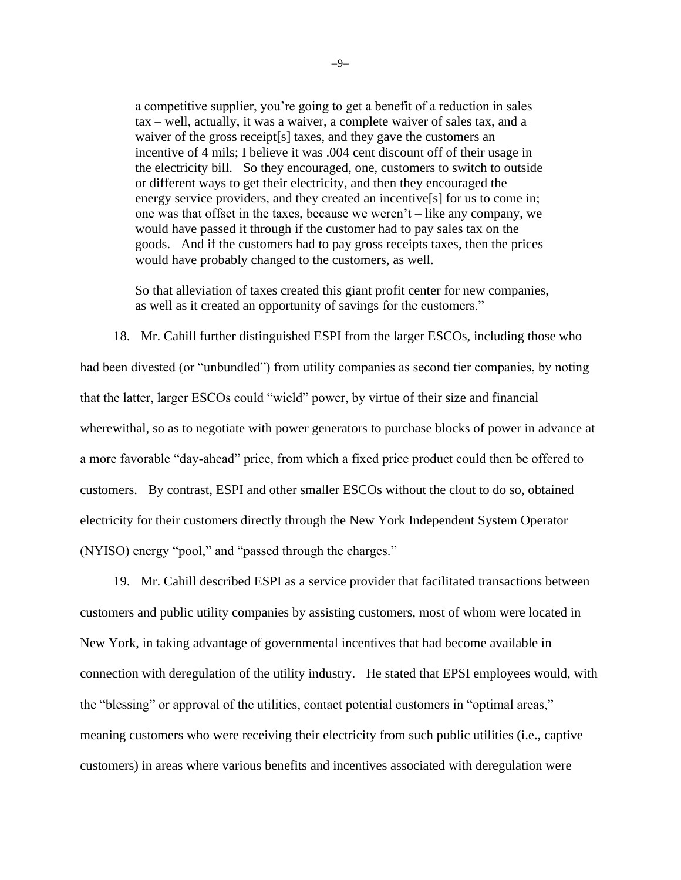> a competitive supplier, you're going to get a benefit of a reduction in sales tax – well, actually, it was a waiver, a complete waiver of sales tax, and a waiver of the gross receipt[s] taxes, and they gave the customers an incentive of 4 mils; I believe it was .004 cent discount off of their usage in the electricity bill. So they encouraged, one, customers to switch to outside or different ways to get their electricity, and then they encouraged the energy service providers, and they created an incentive[s] for us to come in; one was that offset in the taxes, because we weren't – like any company, we would have passed it through if the customer had to pay sales tax on the goods. And if the customers had to pay gross receipts taxes, then the prices would have probably changed to the customers, as well.
>
> So that alleviation of taxes created this giant profit center for new companies, as well as it created an opportunity of savings for the customers."

18. Mr. Cahill further distinguished ESPI from the larger ESCOs, including those who had been divested (or "unbundled") from utility companies as second tier companies, by noting that the latter, larger ESCOs could "wield" power, by virtue of their size and financial wherewithal, so as to negotiate with power generators to purchase blocks of power in advance at a more favorable "day-ahead" price, from which a fixed price product could then be offered to customers. By contrast, ESPI and other smaller ESCOs without the clout to do so, obtained electricity for their customers directly through the New York Independent System Operator (NYISO) energy "pool," and "passed through the charges."

19. Mr. Cahill described ESPI as a service provider that facilitated transactions between customers and public utility companies by assisting customers, most of whom were located in New York, in taking advantage of governmental incentives that had become available in connection with deregulation of the utility industry. He stated that EPSI employees would, with the "blessing" or approval of the utilities, contact potential customers in "optimal areas," meaning customers who were receiving their electricity from such public utilities (i.e., captive customers) in areas where various benefits and incentives associated with deregulation were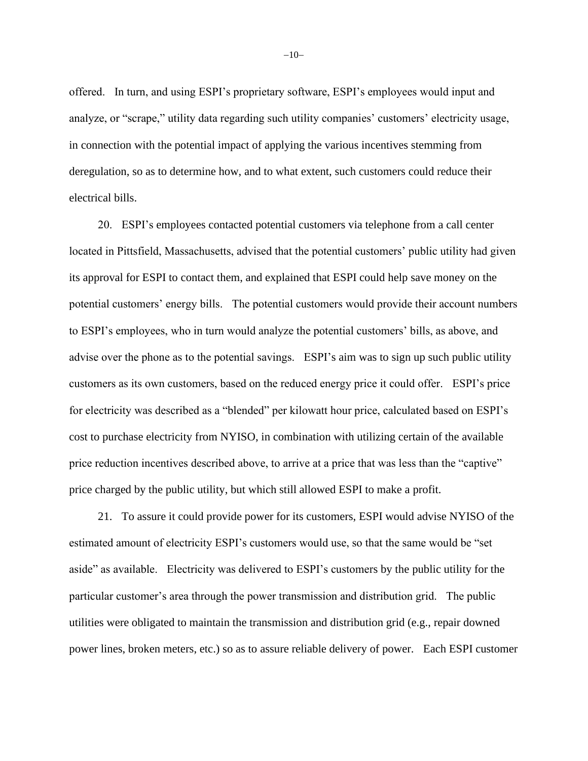offered. In turn, and using ESPI's proprietary software, ESPI's employees would input and analyze, or "scrape," utility data regarding such utility companies' customers' electricity usage, in connection with the potential impact of applying the various incentives stemming from deregulation, so as to determine how, and to what extent, such customers could reduce their electrical bills.

20. ESPI's employees contacted potential customers via telephone from a call center located in Pittsfield, Massachusetts, advised that the potential customers' public utility had given its approval for ESPI to contact them, and explained that ESPI could help save money on the potential customers' energy bills. The potential customers would provide their account numbers to ESPI's employees, who in turn would analyze the potential customers' bills, as above, and advise over the phone as to the potential savings. ESPI's aim was to sign up such public utility customers as its own customers, based on the reduced energy price it could offer. ESPI's price for electricity was described as a "blended" per kilowatt hour price, calculated based on ESPI's cost to purchase electricity from NYISO, in combination with utilizing certain of the available price reduction incentives described above, to arrive at a price that was less than the "captive" price charged by the public utility, but which still allowed ESPI to make a profit.

21. To assure it could provide power for its customers, ESPI would advise NYISO of the estimated amount of electricity ESPI's customers would use, so that the same would be "set aside" as available. Electricity was delivered to ESPI's customers by the public utility for the particular customer's area through the power transmission and distribution grid. The public utilities were obligated to maintain the transmission and distribution grid (e.g., repair downed power lines, broken meters, etc.) so as to assure reliable delivery of power. Each ESPI customer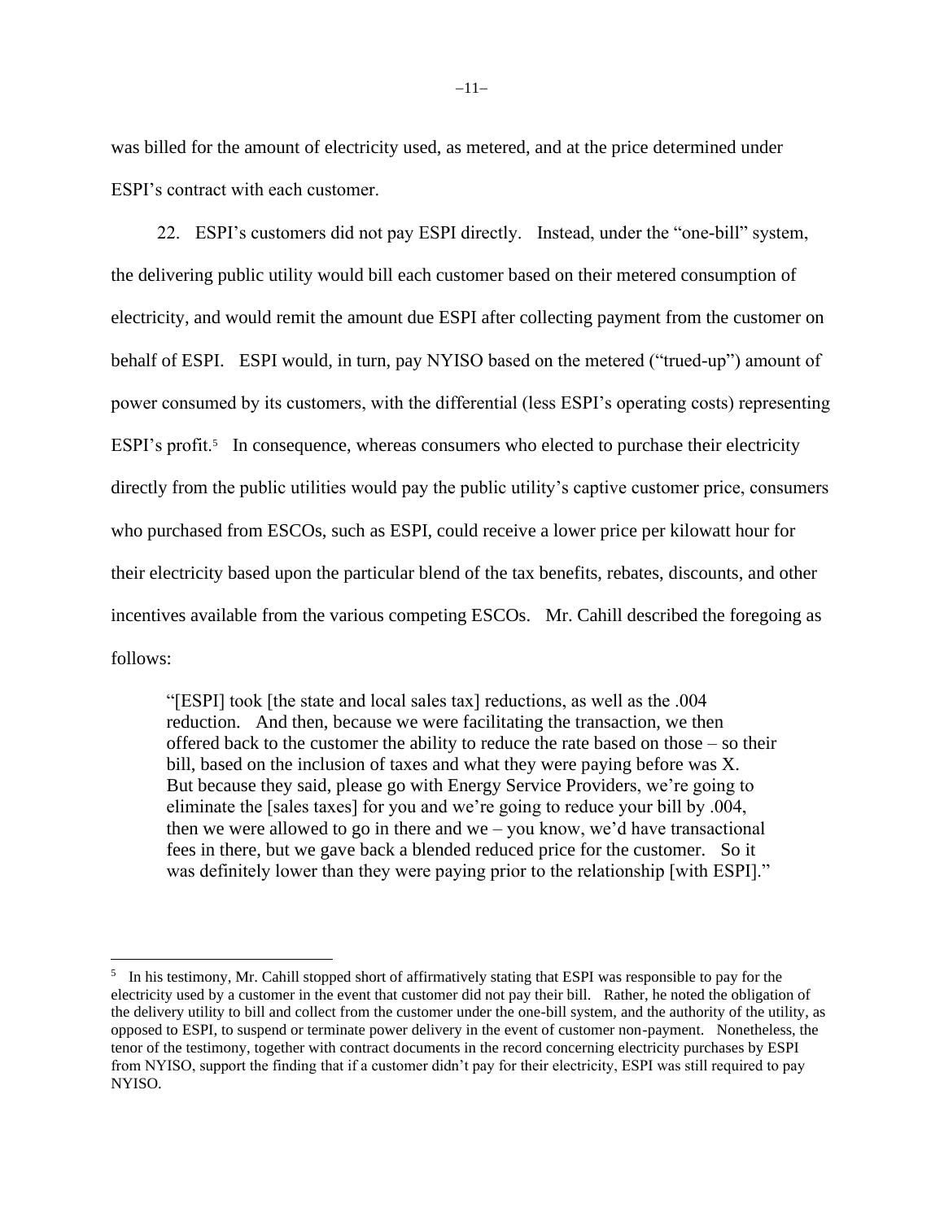was billed for the amount of electricity used, as metered, and at the price determined under ESPI's contract with each customer.

22. ESPI's customers did not pay ESPI directly. Instead, under the "one-bill" system, the delivering public utility would bill each customer based on their metered consumption of electricity, and would remit the amount due ESPI after collecting payment from the customer on behalf of ESPI. ESPI would, in turn, pay NYISO based on the metered ("trued-up") amount of power consumed by its customers, with the differential (less ESPI's operating costs) representing ESPI's profit.[5] In consequence, whereas consumers who elected to purchase their electricity directly from the public utilities would pay the public utility's captive customer price, consumers who purchased from ESCOs, such as ESPI, could receive a lower price per kilowatt hour for their electricity based upon the particular blend of the tax benefits, rebates, discounts, and other incentives available from the various competing ESCOs. Mr. Cahill described the foregoing as follows:

> "[ESPI] took [the state and local sales tax] reductions, as well as the .004 reduction. And then, because we were facilitating the transaction, we then offered back to the customer the ability to reduce the rate based on those – so their bill, based on the inclusion of taxes and what they were paying before was X. But because they said, please go with Energy Service Providers, we're going to eliminate the [sales taxes] for you and we're going to reduce your bill by .004, then we were allowed to go in there and we – you know, we'd have transactional fees in there, but we gave back a blended reduced price for the customer. So it was definitely lower than they were paying prior to the relationship [with ESPI]."

---

[5] In his testimony, Mr. Cahill stopped short of affirmatively stating that ESPI was responsible to pay for the electricity used by a customer in the event that customer did not pay their bill. Rather, he noted the obligation of the delivery utility to bill and collect from the customer under the one-bill system, and the authority of the utility, as opposed to ESPI, to suspend or terminate power delivery in the event of customer non-payment. Nonetheless, the tenor of the testimony, together with contract documents in the record concerning electricity purchases by ESPI from NYISO, support the finding that if a customer didn't pay for their electricity, ESPI was still required to pay NYISO.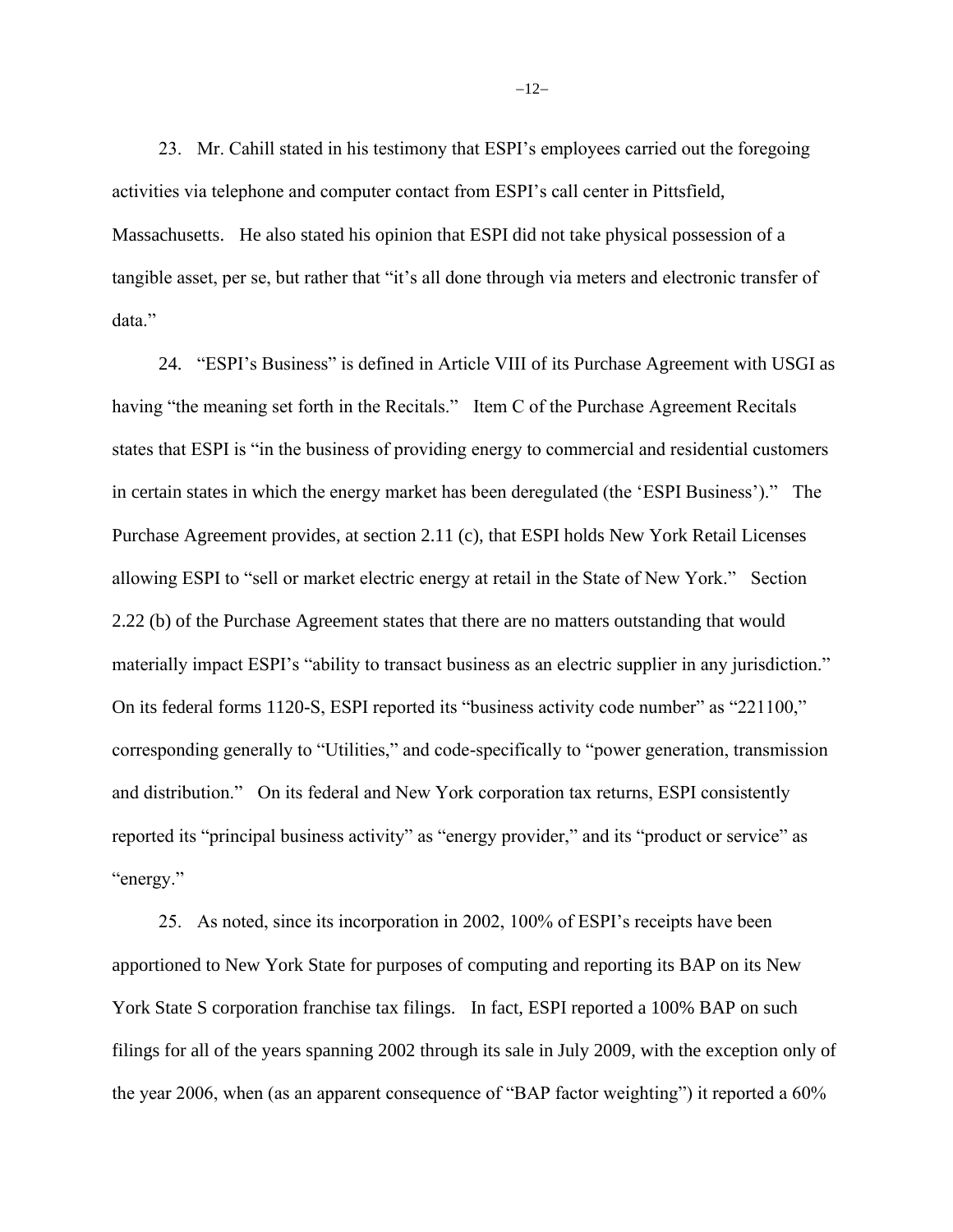23. Mr. Cahill stated in his testimony that ESPI's employees carried out the foregoing activities via telephone and computer contact from ESPI's call center in Pittsfield, Massachusetts. He also stated his opinion that ESPI did not take physical possession of a tangible asset, per se, but rather that "it's all done through via meters and electronic transfer of data."

24. "ESPI's Business" is defined in Article VIII of its Purchase Agreement with USGI as having "the meaning set forth in the Recitals." Item C of the Purchase Agreement Recitals states that ESPI is "in the business of providing energy to commercial and residential customers in certain states in which the energy market has been deregulated (the 'ESPI Business')." The Purchase Agreement provides, at section 2.11 (c), that ESPI holds New York Retail Licenses allowing ESPI to "sell or market electric energy at retail in the State of New York." Section 2.22 (b) of the Purchase Agreement states that there are no matters outstanding that would materially impact ESPI's "ability to transact business as an electric supplier in any jurisdiction." On its federal forms 1120-S, ESPI reported its "business activity code number" as "221100," corresponding generally to "Utilities," and code-specifically to "power generation, transmission and distribution." On its federal and New York corporation tax returns, ESPI consistently reported its "principal business activity" as "energy provider," and its "product or service" as "energy."

25. As noted, since its incorporation in 2002, 100% of ESPI's receipts have been apportioned to New York State for purposes of computing and reporting its BAP on its New York State S corporation franchise tax filings. In fact, ESPI reported a 100% BAP on such filings for all of the years spanning 2002 through its sale in July 2009, with the exception only of the year 2006, when (as an apparent consequence of "BAP factor weighting") it reported a 60%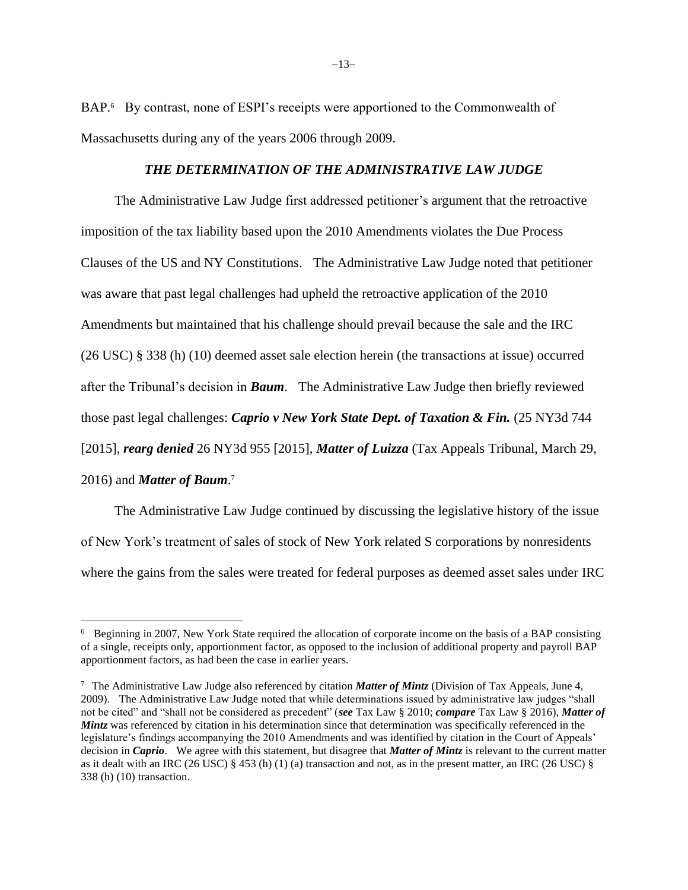BAP.[6] By contrast, none of ESPI's receipts were apportioned to the Commonwealth of Massachusetts during any of the years 2006 through 2009.

### *THE DETERMINATION OF THE ADMINISTRATIVE LAW JUDGE*

The Administrative Law Judge first addressed petitioner's argument that the retroactive imposition of the tax liability based upon the 2010 Amendments violates the Due Process Clauses of the US and NY Constitutions. The Administrative Law Judge noted that petitioner was aware that past legal challenges had upheld the retroactive application of the 2010 Amendments but maintained that his challenge should prevail because the sale and the IRC (26 USC) § 338 (h) (10) deemed asset sale election herein (the transactions at issue) occurred after the Tribunal's decision in ***Baum***. The Administrative Law Judge then briefly reviewed those past legal challenges: ***Caprio v New York State Dept. of Taxation & Fin.*** (25 NY3d 744 [2015], ***rearg denied*** 26 NY3d 955 [2015], ***Matter of Luizza*** (Tax Appeals Tribunal, March 29, 2016) and ***Matter of Baum***.[7]

The Administrative Law Judge continued by discussing the legislative history of the issue of New York's treatment of sales of stock of New York related S corporations by nonresidents where the gains from the sales were treated for federal purposes as deemed asset sales under IRC

---

[6] Beginning in 2007, New York State required the allocation of corporate income on the basis of a BAP consisting of a single, receipts only, apportionment factor, as opposed to the inclusion of additional property and payroll BAP apportionment factors, as had been the case in earlier years.

[7] The Administrative Law Judge also referenced by citation ***Matter of Mintz*** (Division of Tax Appeals, June 4, 2009). The Administrative Law Judge noted that while determinations issued by administrative law judges "shall not be cited" and "shall not be considered as precedent" (***see*** Tax Law § 2010; ***compare*** Tax Law § 2016), ***Matter of Mintz*** was referenced by citation in his determination since that determination was specifically referenced in the legislature's findings accompanying the 2010 Amendments and was identified by citation in the Court of Appeals' decision in ***Caprio***. We agree with this statement, but disagree that ***Matter of Mintz*** is relevant to the current matter as it dealt with an IRC (26 USC) § 453 (h) (1) (a) transaction and not, as in the present matter, an IRC (26 USC) § 338 (h) (10) transaction.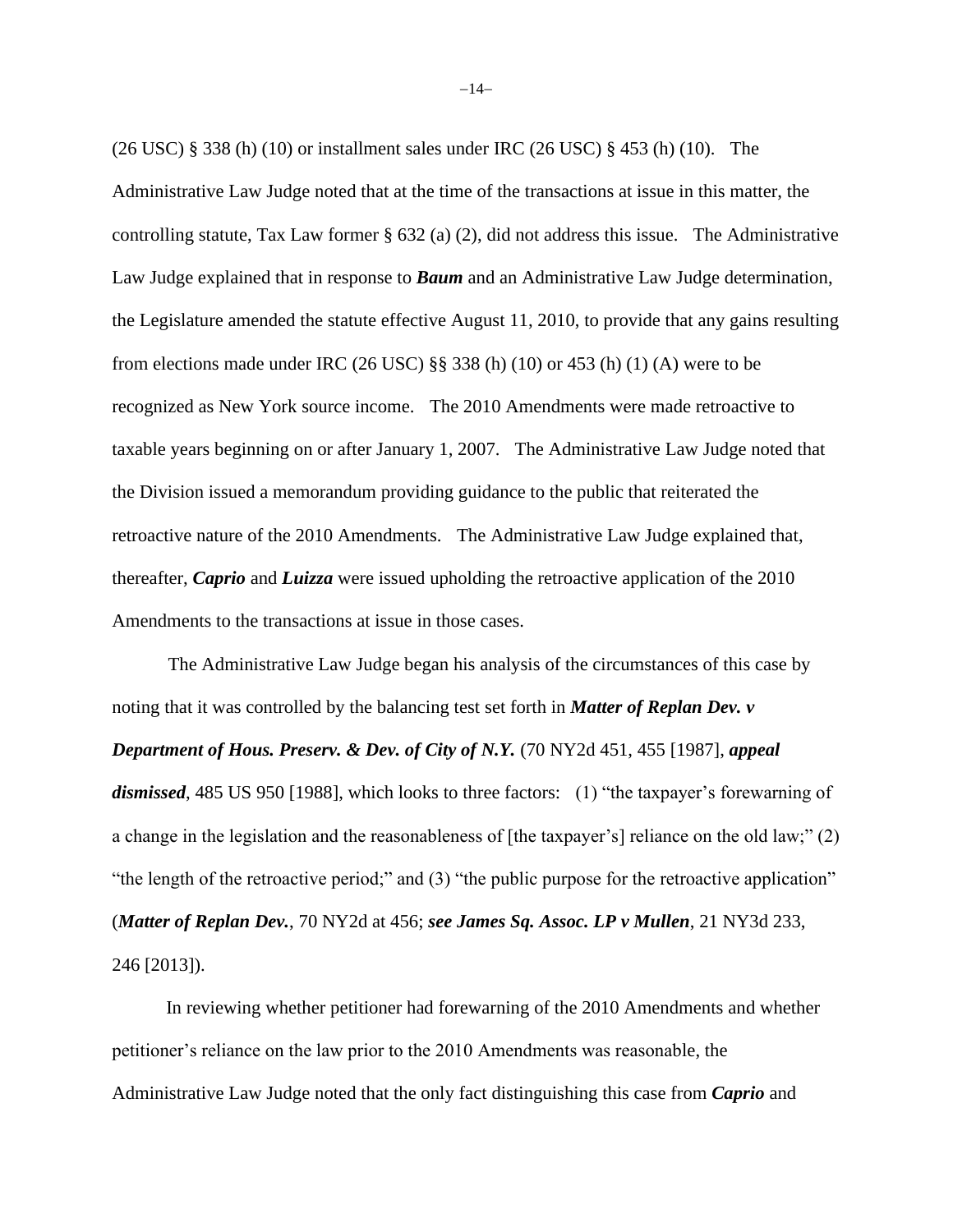(26 USC) § 338 (h) (10) or installment sales under IRC (26 USC) § 453 (h) (10). The Administrative Law Judge noted that at the time of the transactions at issue in this matter, the controlling statute, Tax Law former § 632 (a) (2), did not address this issue. The Administrative Law Judge explained that in response to ***Baum*** and an Administrative Law Judge determination, the Legislature amended the statute effective August 11, 2010, to provide that any gains resulting from elections made under IRC (26 USC) §§ 338 (h) (10) or 453 (h) (1) (A) were to be recognized as New York source income. The 2010 Amendments were made retroactive to taxable years beginning on or after January 1, 2007. The Administrative Law Judge noted that the Division issued a memorandum providing guidance to the public that reiterated the retroactive nature of the 2010 Amendments. The Administrative Law Judge explained that, thereafter, ***Caprio*** and ***Luizza*** were issued upholding the retroactive application of the 2010 Amendments to the transactions at issue in those cases.

The Administrative Law Judge began his analysis of the circumstances of this case by noting that it was controlled by the balancing test set forth in ***Matter of Replan Dev. v Department of Hous. Preserv. & Dev. of City of N.Y.*** (70 NY2d 451, 455 [1987], ***appeal dismissed***, 485 US 950 [1988], which looks to three factors: (1) "the taxpayer's forewarning of a change in the legislation and the reasonableness of [the taxpayer's] reliance on the old law;" (2) "the length of the retroactive period;" and (3) "the public purpose for the retroactive application" (***Matter of Replan Dev.***, 70 NY2d at 456; ***see James Sq. Assoc. LP v Mullen***, 21 NY3d 233, 246 [2013]).

In reviewing whether petitioner had forewarning of the 2010 Amendments and whether petitioner's reliance on the law prior to the 2010 Amendments was reasonable, the Administrative Law Judge noted that the only fact distinguishing this case from ***Caprio*** and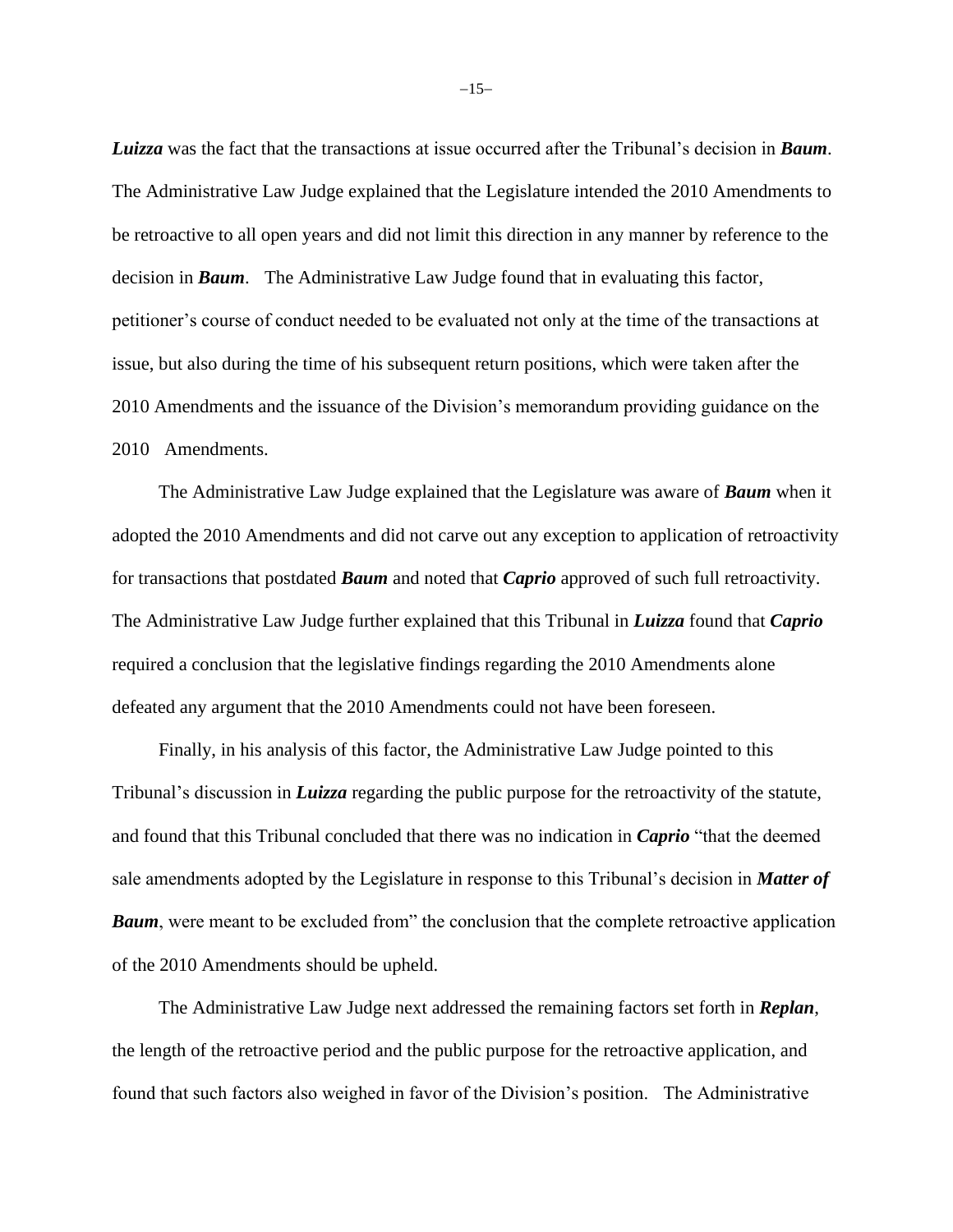***Luizza*** was the fact that the transactions at issue occurred after the Tribunal's decision in ***Baum***. The Administrative Law Judge explained that the Legislature intended the 2010 Amendments to be retroactive to all open years and did not limit this direction in any manner by reference to the decision in ***Baum***. The Administrative Law Judge found that in evaluating this factor, petitioner's course of conduct needed to be evaluated not only at the time of the transactions at issue, but also during the time of his subsequent return positions, which were taken after the 2010 Amendments and the issuance of the Division's memorandum providing guidance on the 2010 Amendments.

The Administrative Law Judge explained that the Legislature was aware of ***Baum*** when it adopted the 2010 Amendments and did not carve out any exception to application of retroactivity for transactions that postdated ***Baum*** and noted that ***Caprio*** approved of such full retroactivity. The Administrative Law Judge further explained that this Tribunal in ***Luizza*** found that ***Caprio*** required a conclusion that the legislative findings regarding the 2010 Amendments alone defeated any argument that the 2010 Amendments could not have been foreseen.

Finally, in his analysis of this factor, the Administrative Law Judge pointed to this Tribunal's discussion in ***Luizza*** regarding the public purpose for the retroactivity of the statute, and found that this Tribunal concluded that there was no indication in ***Caprio*** "that the deemed sale amendments adopted by the Legislature in response to this Tribunal's decision in ***Matter of Baum***, were meant to be excluded from" the conclusion that the complete retroactive application of the 2010 Amendments should be upheld.

The Administrative Law Judge next addressed the remaining factors set forth in ***Replan***, the length of the retroactive period and the public purpose for the retroactive application, and found that such factors also weighed in favor of the Division's position. The Administrative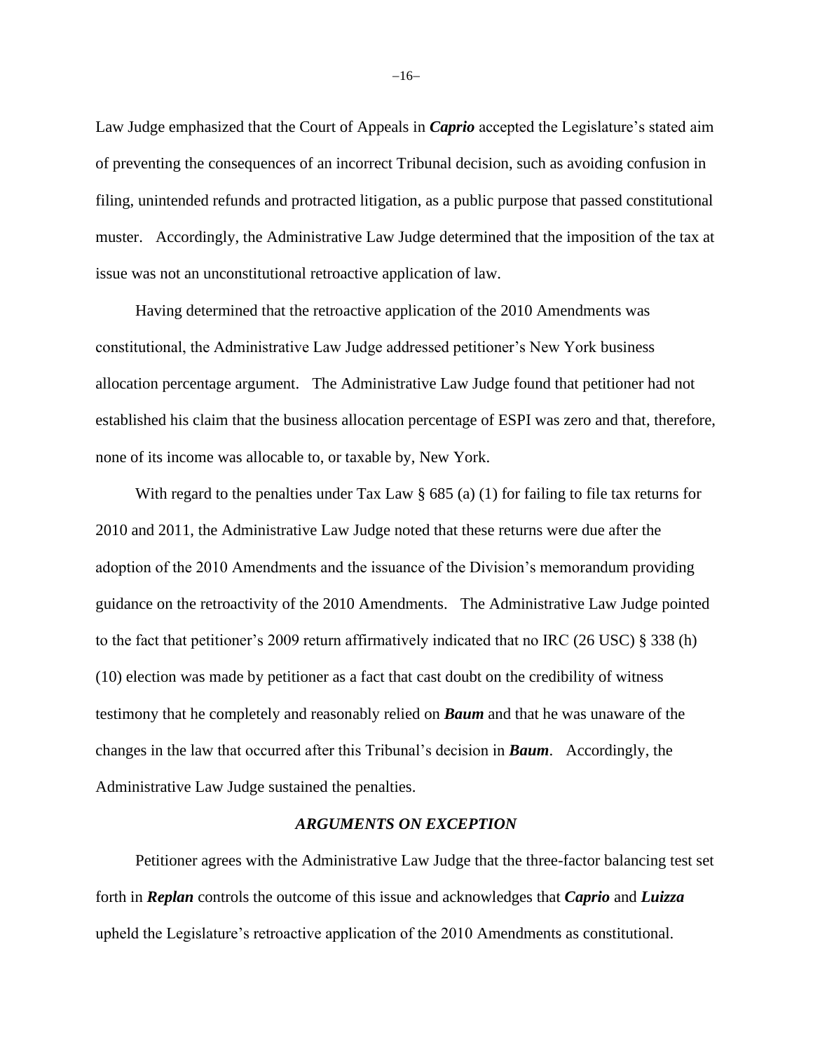Law Judge emphasized that the Court of Appeals in ***Caprio*** accepted the Legislature's stated aim of preventing the consequences of an incorrect Tribunal decision, such as avoiding confusion in filing, unintended refunds and protracted litigation, as a public purpose that passed constitutional muster. Accordingly, the Administrative Law Judge determined that the imposition of the tax at issue was not an unconstitutional retroactive application of law.

Having determined that the retroactive application of the 2010 Amendments was constitutional, the Administrative Law Judge addressed petitioner's New York business allocation percentage argument. The Administrative Law Judge found that petitioner had not established his claim that the business allocation percentage of ESPI was zero and that, therefore, none of its income was allocable to, or taxable by, New York.

With regard to the penalties under Tax Law § 685 (a) (1) for failing to file tax returns for 2010 and 2011, the Administrative Law Judge noted that these returns were due after the adoption of the 2010 Amendments and the issuance of the Division's memorandum providing guidance on the retroactivity of the 2010 Amendments. The Administrative Law Judge pointed to the fact that petitioner's 2009 return affirmatively indicated that no IRC (26 USC) § 338 (h) (10) election was made by petitioner as a fact that cast doubt on the credibility of witness testimony that he completely and reasonably relied on ***Baum*** and that he was unaware of the changes in the law that occurred after this Tribunal's decision in ***Baum***. Accordingly, the Administrative Law Judge sustained the penalties.

### ***ARGUMENTS ON EXCEPTION***

Petitioner agrees with the Administrative Law Judge that the three-factor balancing test set forth in ***Replan*** controls the outcome of this issue and acknowledges that ***Caprio*** and ***Luizza*** upheld the Legislature's retroactive application of the 2010 Amendments as constitutional.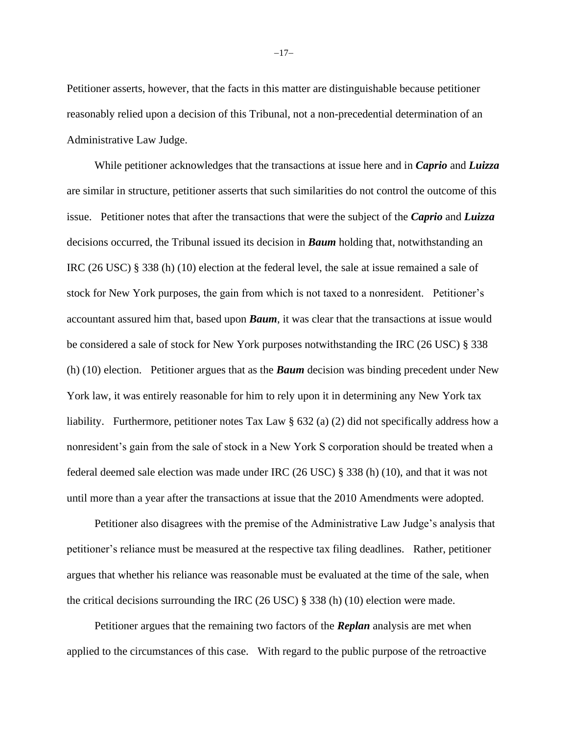Petitioner asserts, however, that the facts in this matter are distinguishable because petitioner reasonably relied upon a decision of this Tribunal, not a non-precedential determination of an Administrative Law Judge.

While petitioner acknowledges that the transactions at issue here and in ***Caprio*** and ***Luizza*** are similar in structure, petitioner asserts that such similarities do not control the outcome of this issue. Petitioner notes that after the transactions that were the subject of the ***Caprio*** and ***Luizza*** decisions occurred, the Tribunal issued its decision in ***Baum*** holding that, notwithstanding an IRC (26 USC) § 338 (h) (10) election at the federal level, the sale at issue remained a sale of stock for New York purposes, the gain from which is not taxed to a nonresident. Petitioner's accountant assured him that, based upon ***Baum***, it was clear that the transactions at issue would be considered a sale of stock for New York purposes notwithstanding the IRC (26 USC) § 338 (h) (10) election. Petitioner argues that as the ***Baum*** decision was binding precedent under New York law, it was entirely reasonable for him to rely upon it in determining any New York tax liability. Furthermore, petitioner notes Tax Law § 632 (a) (2) did not specifically address how a nonresident's gain from the sale of stock in a New York S corporation should be treated when a federal deemed sale election was made under IRC (26 USC) § 338 (h) (10), and that it was not until more than a year after the transactions at issue that the 2010 Amendments were adopted.

Petitioner also disagrees with the premise of the Administrative Law Judge's analysis that petitioner's reliance must be measured at the respective tax filing deadlines. Rather, petitioner argues that whether his reliance was reasonable must be evaluated at the time of the sale, when the critical decisions surrounding the IRC (26 USC) § 338 (h) (10) election were made.

Petitioner argues that the remaining two factors of the ***Replan*** analysis are met when applied to the circumstances of this case. With regard to the public purpose of the retroactive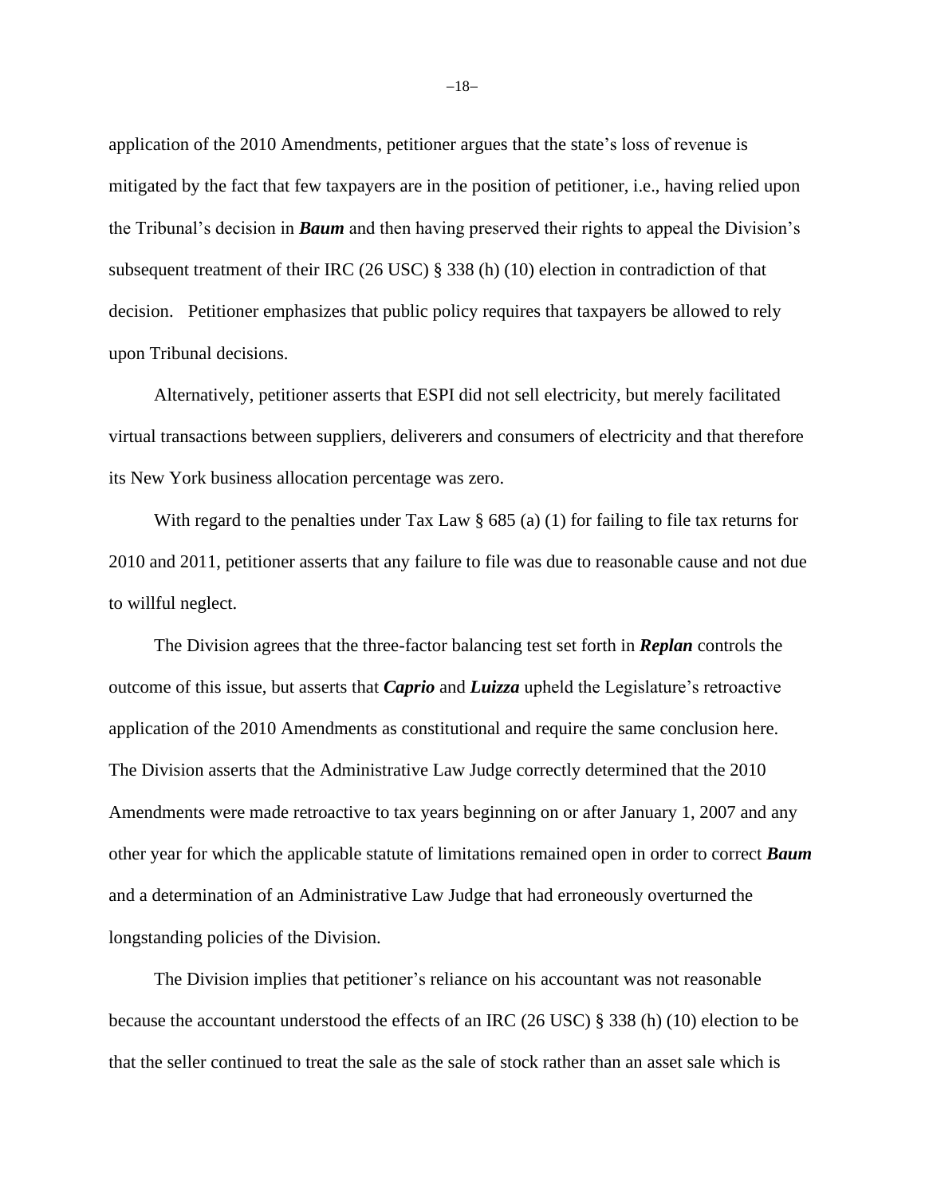application of the 2010 Amendments, petitioner argues that the state's loss of revenue is mitigated by the fact that few taxpayers are in the position of petitioner, i.e., having relied upon the Tribunal's decision in ***Baum*** and then having preserved their rights to appeal the Division's subsequent treatment of their IRC (26 USC) § 338 (h) (10) election in contradiction of that decision. Petitioner emphasizes that public policy requires that taxpayers be allowed to rely upon Tribunal decisions.

Alternatively, petitioner asserts that ESPI did not sell electricity, but merely facilitated virtual transactions between suppliers, deliverers and consumers of electricity and that therefore its New York business allocation percentage was zero.

With regard to the penalties under Tax Law § 685 (a) (1) for failing to file tax returns for 2010 and 2011, petitioner asserts that any failure to file was due to reasonable cause and not due to willful neglect.

The Division agrees that the three-factor balancing test set forth in ***Replan*** controls the outcome of this issue, but asserts that ***Caprio*** and ***Luizza*** upheld the Legislature's retroactive application of the 2010 Amendments as constitutional and require the same conclusion here. The Division asserts that the Administrative Law Judge correctly determined that the 2010 Amendments were made retroactive to tax years beginning on or after January 1, 2007 and any other year for which the applicable statute of limitations remained open in order to correct ***Baum*** and a determination of an Administrative Law Judge that had erroneously overturned the longstanding policies of the Division.

The Division implies that petitioner's reliance on his accountant was not reasonable because the accountant understood the effects of an IRC (26 USC) § 338 (h) (10) election to be that the seller continued to treat the sale as the sale of stock rather than an asset sale which is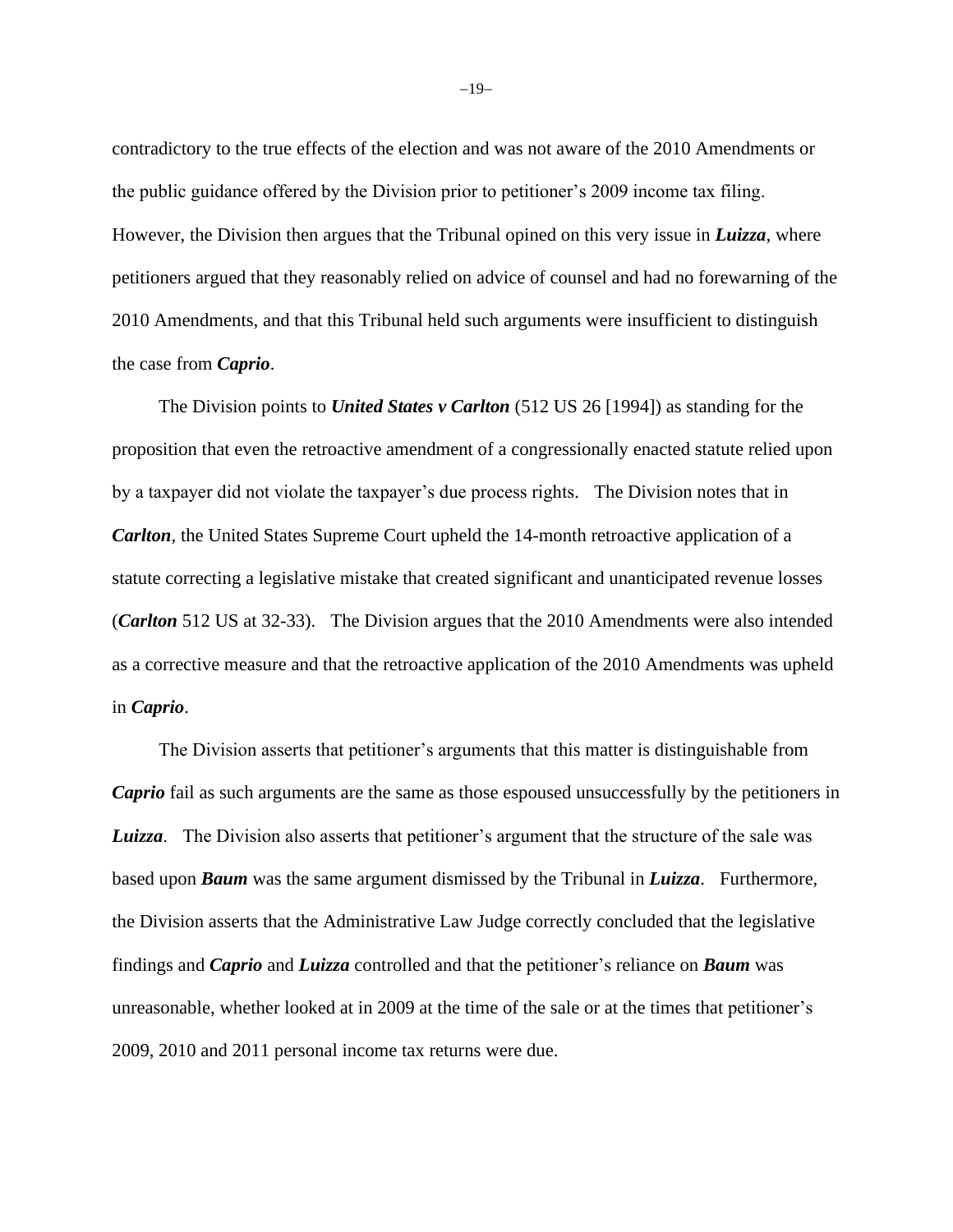contradictory to the true effects of the election and was not aware of the 2010 Amendments or the public guidance offered by the Division prior to petitioner's 2009 income tax filing. However, the Division then argues that the Tribunal opined on this very issue in ***Luizza***, where petitioners argued that they reasonably relied on advice of counsel and had no forewarning of the 2010 Amendments, and that this Tribunal held such arguments were insufficient to distinguish the case from ***Caprio***.

The Division points to ***United States v Carlton*** (512 US 26 [1994]) as standing for the proposition that even the retroactive amendment of a congressionally enacted statute relied upon by a taxpayer did not violate the taxpayer's due process rights. The Division notes that in ***Carlton***, the United States Supreme Court upheld the 14-month retroactive application of a statute correcting a legislative mistake that created significant and unanticipated revenue losses (***Carlton*** 512 US at 32-33). The Division argues that the 2010 Amendments were also intended as a corrective measure and that the retroactive application of the 2010 Amendments was upheld in ***Caprio***.

The Division asserts that petitioner's arguments that this matter is distinguishable from ***Caprio*** fail as such arguments are the same as those espoused unsuccessfully by the petitioners in ***Luizza***. The Division also asserts that petitioner's argument that the structure of the sale was based upon ***Baum*** was the same argument dismissed by the Tribunal in ***Luizza***. Furthermore, the Division asserts that the Administrative Law Judge correctly concluded that the legislative findings and ***Caprio*** and ***Luizza*** controlled and that the petitioner's reliance on ***Baum*** was unreasonable, whether looked at in 2009 at the time of the sale or at the times that petitioner's 2009, 2010 and 2011 personal income tax returns were due.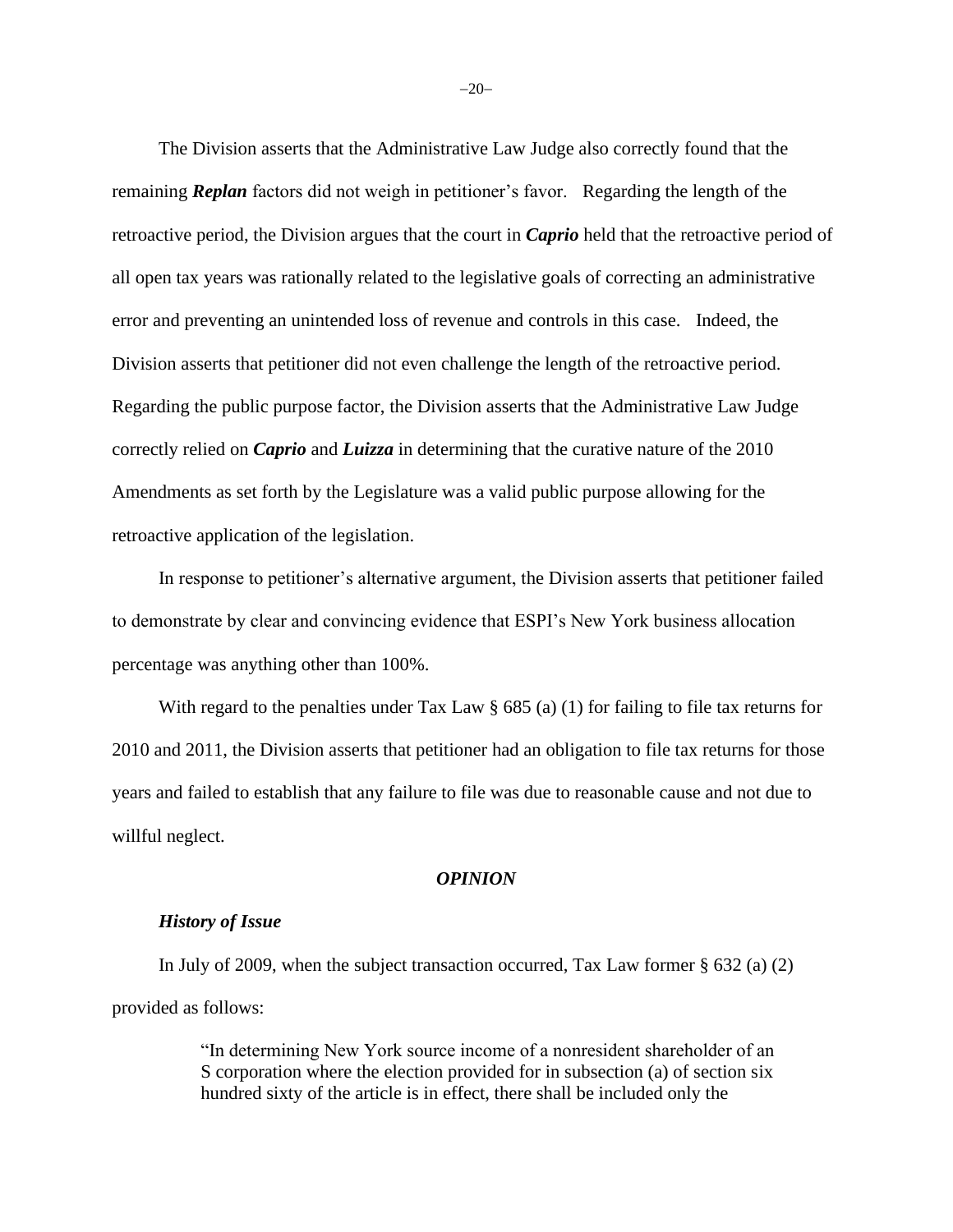The Division asserts that the Administrative Law Judge also correctly found that the remaining ***Replan*** factors did not weigh in petitioner's favor. Regarding the length of the retroactive period, the Division argues that the court in ***Caprio*** held that the retroactive period of all open tax years was rationally related to the legislative goals of correcting an administrative error and preventing an unintended loss of revenue and controls in this case. Indeed, the Division asserts that petitioner did not even challenge the length of the retroactive period. Regarding the public purpose factor, the Division asserts that the Administrative Law Judge correctly relied on ***Caprio*** and ***Luizza*** in determining that the curative nature of the 2010 Amendments as set forth by the Legislature was a valid public purpose allowing for the retroactive application of the legislation.

In response to petitioner's alternative argument, the Division asserts that petitioner failed to demonstrate by clear and convincing evidence that ESPI's New York business allocation percentage was anything other than 100%.

With regard to the penalties under Tax Law § 685 (a) (1) for failing to file tax returns for 2010 and 2011, the Division asserts that petitioner had an obligation to file tax returns for those years and failed to establish that any failure to file was due to reasonable cause and not due to willful neglect.

## *OPINION*

### *History of Issue*

In July of 2009, when the subject transaction occurred, Tax Law former § 632 (a) (2) provided as follows:

> "In determining New York source income of a nonresident shareholder of an S corporation where the election provided for in subsection (a) of section six hundred sixty of the article is in effect, there shall be included only the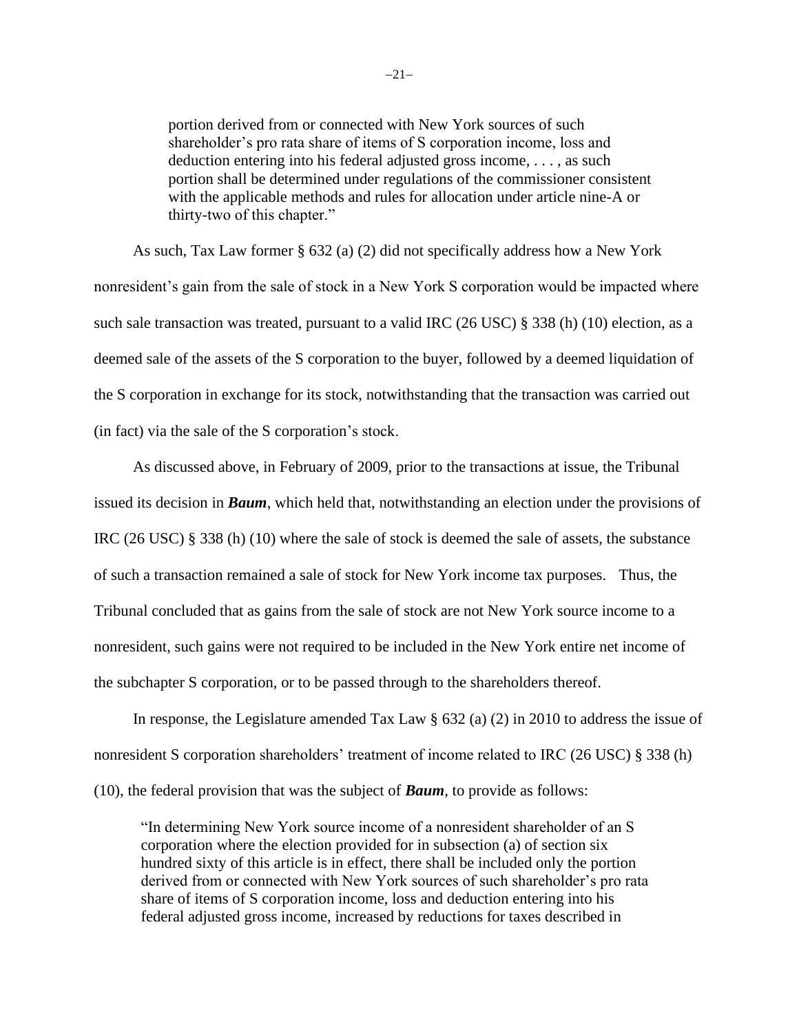> portion derived from or connected with New York sources of such shareholder's pro rata share of items of S corporation income, loss and deduction entering into his federal adjusted gross income, . . . , as such portion shall be determined under regulations of the commissioner consistent with the applicable methods and rules for allocation under article nine-A or thirty-two of this chapter."

As such, Tax Law former § 632 (a) (2) did not specifically address how a New York nonresident's gain from the sale of stock in a New York S corporation would be impacted where such sale transaction was treated, pursuant to a valid IRC (26 USC) § 338 (h) (10) election, as a deemed sale of the assets of the S corporation to the buyer, followed by a deemed liquidation of the S corporation in exchange for its stock, notwithstanding that the transaction was carried out (in fact) via the sale of the S corporation's stock.

As discussed above, in February of 2009, prior to the transactions at issue, the Tribunal issued its decision in ***Baum***, which held that, notwithstanding an election under the provisions of IRC (26 USC) § 338 (h) (10) where the sale of stock is deemed the sale of assets, the substance of such a transaction remained a sale of stock for New York income tax purposes. Thus, the Tribunal concluded that as gains from the sale of stock are not New York source income to a nonresident, such gains were not required to be included in the New York entire net income of the subchapter S corporation, or to be passed through to the shareholders thereof.

In response, the Legislature amended Tax Law § 632 (a) (2) in 2010 to address the issue of nonresident S corporation shareholders' treatment of income related to IRC (26 USC) § 338 (h) (10), the federal provision that was the subject of ***Baum***, to provide as follows:

> "In determining New York source income of a nonresident shareholder of an S corporation where the election provided for in subsection (a) of section six hundred sixty of this article is in effect, there shall be included only the portion derived from or connected with New York sources of such shareholder's pro rata share of items of S corporation income, loss and deduction entering into his federal adjusted gross income, increased by reductions for taxes described in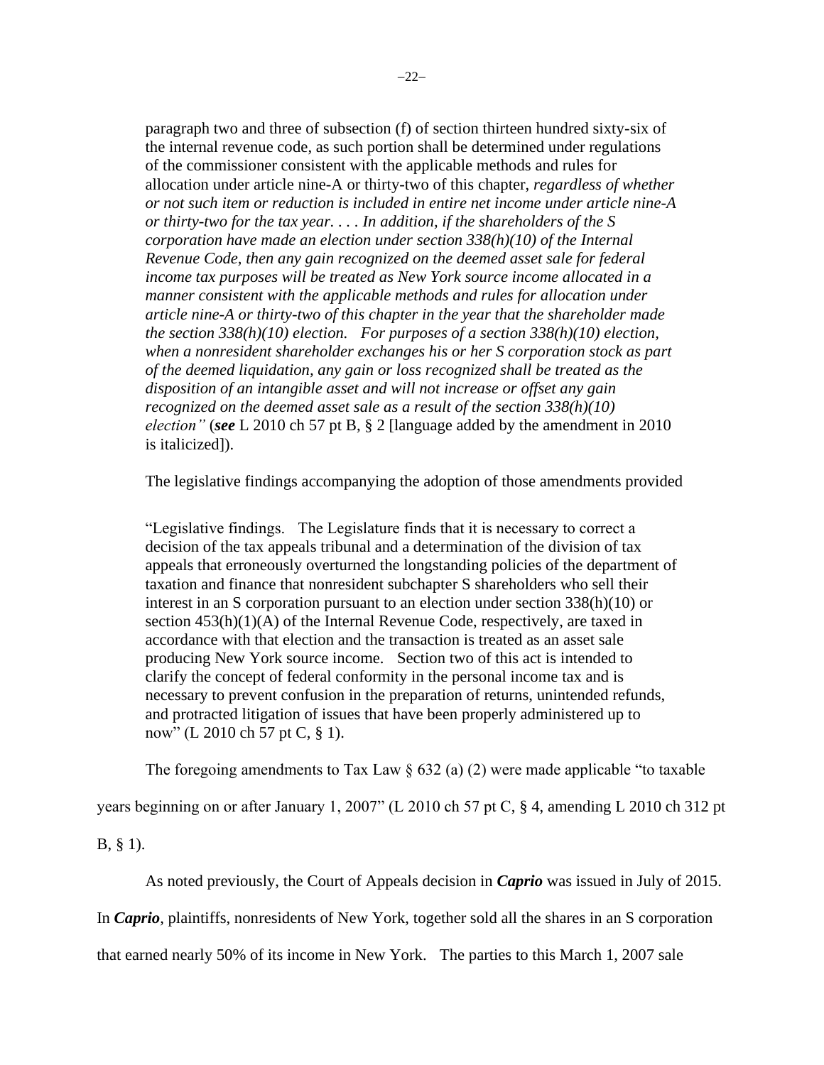paragraph two and three of subsection (f) of section thirteen hundred sixty-six of the internal revenue code, as such portion shall be determined under regulations of the commissioner consistent with the applicable methods and rules for allocation under article nine-A or thirty-two of this chapter, *regardless of whether or not such item or reduction is included in entire net income under article nine-A or thirty-two for the tax year. . . . In addition, if the shareholders of the S corporation have made an election under section 338(h)(10) of the Internal Revenue Code, then any gain recognized on the deemed asset sale for federal income tax purposes will be treated as New York source income allocated in a manner consistent with the applicable methods and rules for allocation under article nine-A or thirty-two of this chapter in the year that the shareholder made the section 338(h)(10) election. For purposes of a section 338(h)(10) election, when a nonresident shareholder exchanges his or her S corporation stock as part of the deemed liquidation, any gain or loss recognized shall be treated as the disposition of an intangible asset and will not increase or offset any gain recognized on the deemed asset sale as a result of the section 338(h)(10) election"* (***see*** L 2010 ch 57 pt B, § 2 [language added by the amendment in 2010 is italicized]).

The legislative findings accompanying the adoption of those amendments provided

> "Legislative findings. The Legislature finds that it is necessary to correct a decision of the tax appeals tribunal and a determination of the division of tax appeals that erroneously overturned the longstanding policies of the department of taxation and finance that nonresident subchapter S shareholders who sell their interest in an S corporation pursuant to an election under section 338(h)(10) or section 453(h)(1)(A) of the Internal Revenue Code, respectively, are taxed in accordance with that election and the transaction is treated as an asset sale producing New York source income. Section two of this act is intended to clarify the concept of federal conformity in the personal income tax and is necessary to prevent confusion in the preparation of returns, unintended refunds, and protracted litigation of issues that have been properly administered up to now" (L 2010 ch 57 pt C, § 1).

The foregoing amendments to Tax Law § 632 (a) (2) were made applicable "to taxable years beginning on or after January 1, 2007" (L 2010 ch 57 pt C, § 4, amending L 2010 ch 312 pt B, § 1).

As noted previously, the Court of Appeals decision in ***Caprio*** was issued in July of 2015. In ***Caprio***, plaintiffs, nonresidents of New York, together sold all the shares in an S corporation that earned nearly 50% of its income in New York. The parties to this March 1, 2007 sale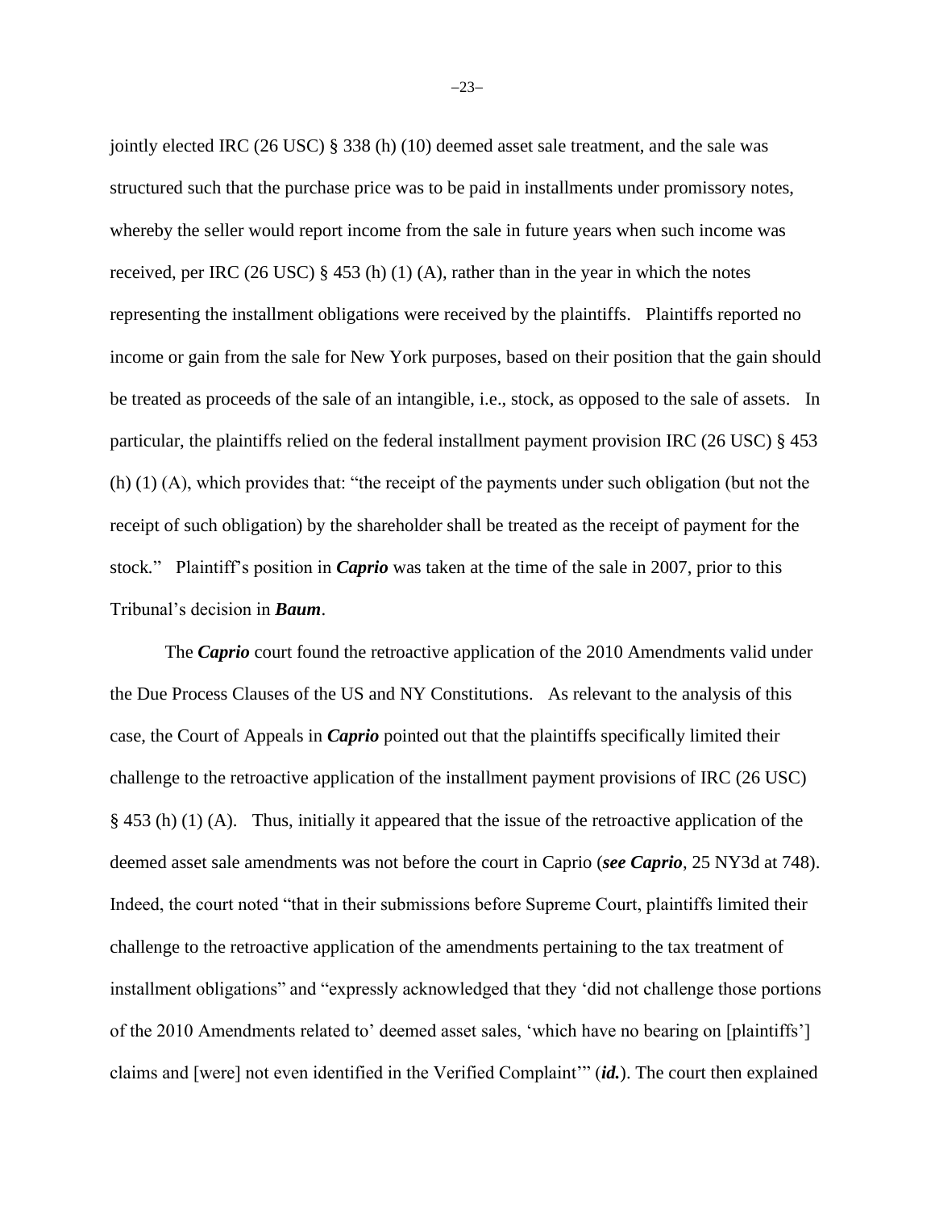jointly elected IRC (26 USC) § 338 (h) (10) deemed asset sale treatment, and the sale was structured such that the purchase price was to be paid in installments under promissory notes, whereby the seller would report income from the sale in future years when such income was received, per IRC (26 USC) § 453 (h) (1) (A), rather than in the year in which the notes representing the installment obligations were received by the plaintiffs. Plaintiffs reported no income or gain from the sale for New York purposes, based on their position that the gain should be treated as proceeds of the sale of an intangible, i.e., stock, as opposed to the sale of assets. In particular, the plaintiffs relied on the federal installment payment provision IRC (26 USC) § 453 (h) (1) (A), which provides that: "the receipt of the payments under such obligation (but not the receipt of such obligation) by the shareholder shall be treated as the receipt of payment for the stock." Plaintiff's position in ***Caprio*** was taken at the time of the sale in 2007, prior to this Tribunal's decision in ***Baum***.

The ***Caprio*** court found the retroactive application of the 2010 Amendments valid under the Due Process Clauses of the US and NY Constitutions. As relevant to the analysis of this case, the Court of Appeals in ***Caprio*** pointed out that the plaintiffs specifically limited their challenge to the retroactive application of the installment payment provisions of IRC (26 USC) § 453 (h) (1) (A). Thus, initially it appeared that the issue of the retroactive application of the deemed asset sale amendments was not before the court in Caprio (***see Caprio***, 25 NY3d at 748). Indeed, the court noted "that in their submissions before Supreme Court, plaintiffs limited their challenge to the retroactive application of the amendments pertaining to the tax treatment of installment obligations" and "expressly acknowledged that they 'did not challenge those portions of the 2010 Amendments related to' deemed asset sales, 'which have no bearing on [plaintiffs'] claims and [were] not even identified in the Verified Complaint'" (***id.***). The court then explained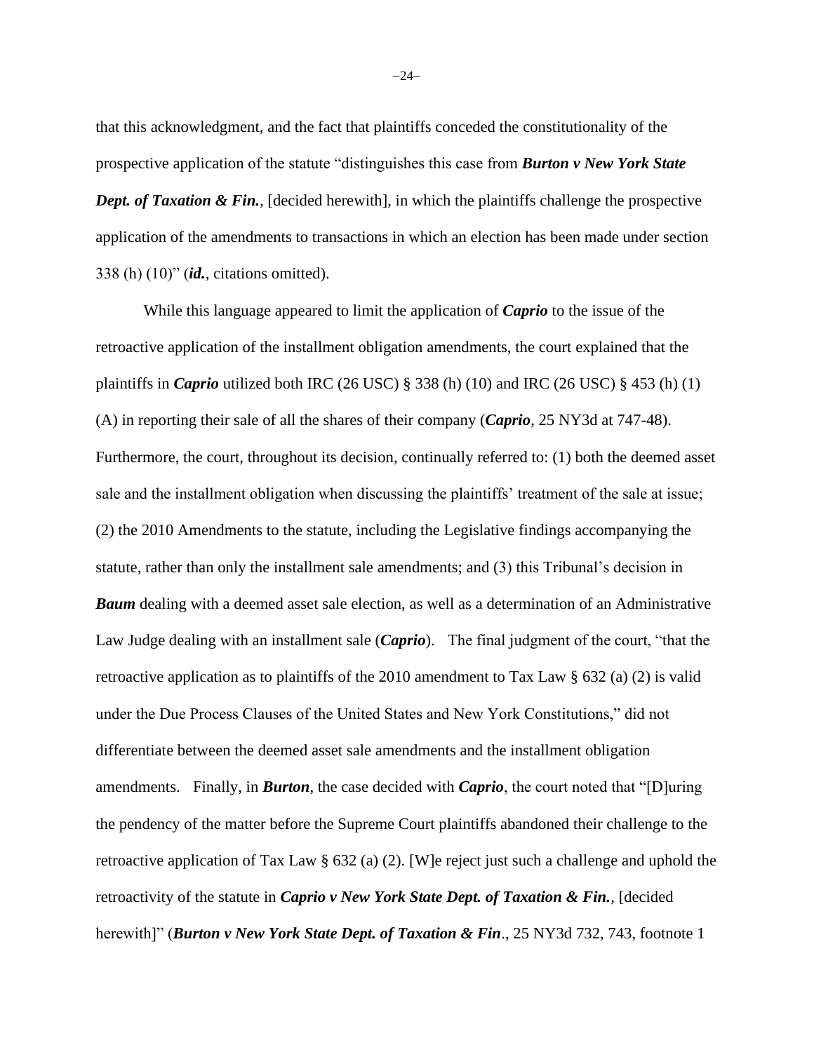that this acknowledgment, and the fact that plaintiffs conceded the constitutionality of the prospective application of the statute "distinguishes this case from ***Burton v New York State Dept. of Taxation & Fin.***, [decided herewith], in which the plaintiffs challenge the prospective application of the amendments to transactions in which an election has been made under section 338 (h) (10)" (***id.***, citations omitted).

While this language appeared to limit the application of ***Caprio*** to the issue of the retroactive application of the installment obligation amendments, the court explained that the plaintiffs in ***Caprio*** utilized both IRC (26 USC) § 338 (h) (10) and IRC (26 USC) § 453 (h) (1) (A) in reporting their sale of all the shares of their company (***Caprio***, 25 NY3d at 747-48). Furthermore, the court, throughout its decision, continually referred to: (1) both the deemed asset sale and the installment obligation when discussing the plaintiffs' treatment of the sale at issue; (2) the 2010 Amendments to the statute, including the Legislative findings accompanying the statute, rather than only the installment sale amendments; and (3) this Tribunal's decision in ***Baum*** dealing with a deemed asset sale election, as well as a determination of an Administrative Law Judge dealing with an installment sale (***Caprio***). The final judgment of the court, "that the retroactive application as to plaintiffs of the 2010 amendment to Tax Law § 632 (a) (2) is valid under the Due Process Clauses of the United States and New York Constitutions," did not differentiate between the deemed asset sale amendments and the installment obligation amendments. Finally, in ***Burton***, the case decided with ***Caprio***, the court noted that "[D]uring the pendency of the matter before the Supreme Court plaintiffs abandoned their challenge to the retroactive application of Tax Law § 632 (a) (2). [W]e reject just such a challenge and uphold the retroactivity of the statute in ***Caprio v New York State Dept. of Taxation & Fin.***, [decided herewith]" (***Burton v New York State Dept. of Taxation & Fin***., 25 NY3d 732, 743, footnote 1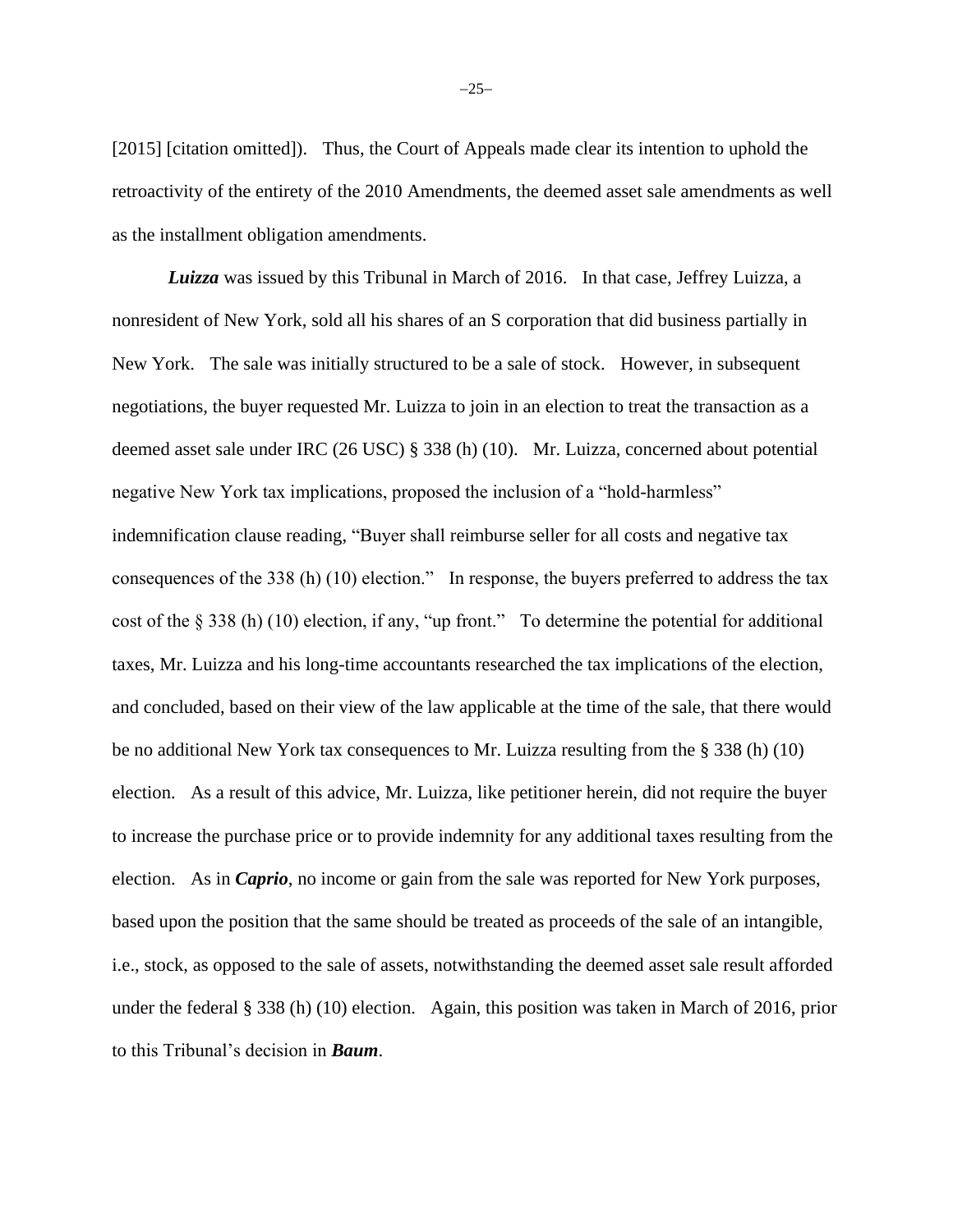[2015] [citation omitted]). Thus, the Court of Appeals made clear its intention to uphold the retroactivity of the entirety of the 2010 Amendments, the deemed asset sale amendments as well as the installment obligation amendments.

***Luizza*** was issued by this Tribunal in March of 2016. In that case, Jeffrey Luizza, a nonresident of New York, sold all his shares of an S corporation that did business partially in New York. The sale was initially structured to be a sale of stock. However, in subsequent negotiations, the buyer requested Mr. Luizza to join in an election to treat the transaction as a deemed asset sale under IRC (26 USC) § 338 (h) (10). Mr. Luizza, concerned about potential negative New York tax implications, proposed the inclusion of a "hold-harmless" indemnification clause reading, "Buyer shall reimburse seller for all costs and negative tax consequences of the 338 (h) (10) election." In response, the buyers preferred to address the tax cost of the § 338 (h) (10) election, if any, "up front." To determine the potential for additional taxes, Mr. Luizza and his long-time accountants researched the tax implications of the election, and concluded, based on their view of the law applicable at the time of the sale, that there would be no additional New York tax consequences to Mr. Luizza resulting from the § 338 (h) (10) election. As a result of this advice, Mr. Luizza, like petitioner herein, did not require the buyer to increase the purchase price or to provide indemnity for any additional taxes resulting from the election. As in ***Caprio***, no income or gain from the sale was reported for New York purposes, based upon the position that the same should be treated as proceeds of the sale of an intangible, i.e., stock, as opposed to the sale of assets, notwithstanding the deemed asset sale result afforded under the federal § 338 (h) (10) election. Again, this position was taken in March of 2016, prior to this Tribunal's decision in ***Baum***.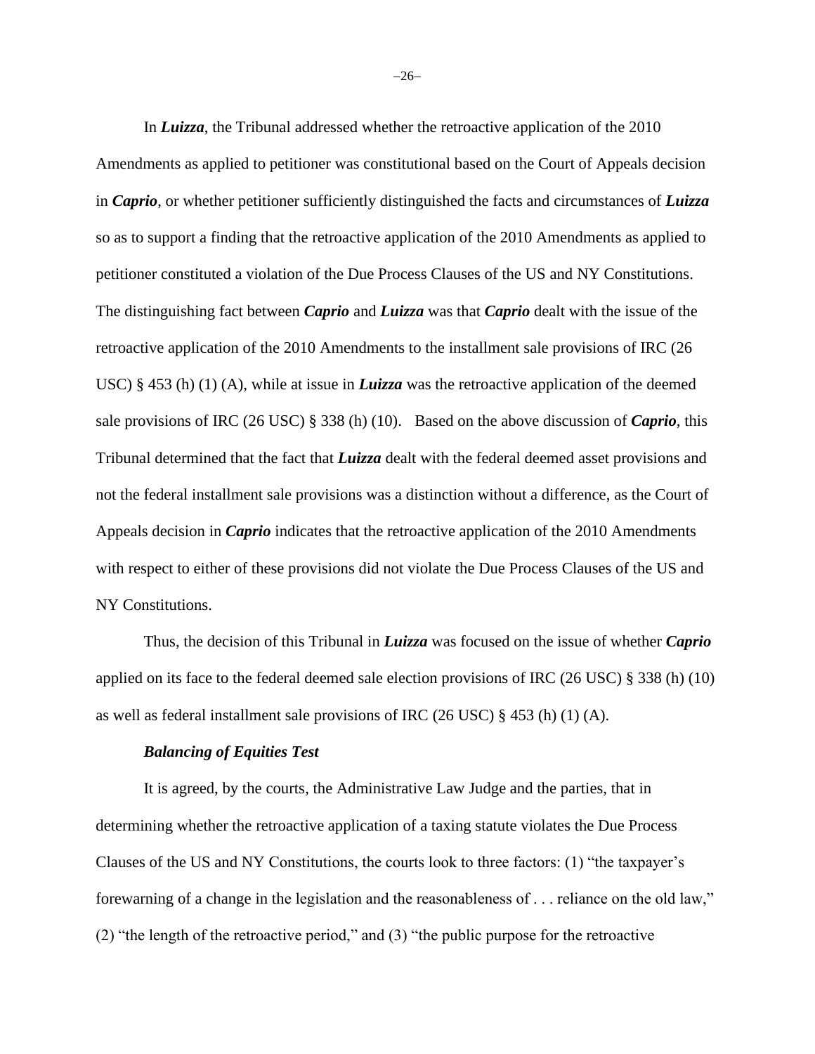In ***Luizza***, the Tribunal addressed whether the retroactive application of the 2010 Amendments as applied to petitioner was constitutional based on the Court of Appeals decision in ***Caprio***, or whether petitioner sufficiently distinguished the facts and circumstances of ***Luizza*** so as to support a finding that the retroactive application of the 2010 Amendments as applied to petitioner constituted a violation of the Due Process Clauses of the US and NY Constitutions. The distinguishing fact between ***Caprio*** and ***Luizza*** was that ***Caprio*** dealt with the issue of the retroactive application of the 2010 Amendments to the installment sale provisions of IRC (26 USC) § 453 (h) (1) (A), while at issue in ***Luizza*** was the retroactive application of the deemed sale provisions of IRC (26 USC) § 338 (h) (10). Based on the above discussion of ***Caprio***, this Tribunal determined that the fact that ***Luizza*** dealt with the federal deemed asset provisions and not the federal installment sale provisions was a distinction without a difference, as the Court of Appeals decision in ***Caprio*** indicates that the retroactive application of the 2010 Amendments with respect to either of these provisions did not violate the Due Process Clauses of the US and NY Constitutions.

Thus, the decision of this Tribunal in ***Luizza*** was focused on the issue of whether ***Caprio*** applied on its face to the federal deemed sale election provisions of IRC (26 USC) § 338 (h) (10) as well as federal installment sale provisions of IRC (26 USC) § 453 (h) (1) (A).

***Balancing of Equities Test***

It is agreed, by the courts, the Administrative Law Judge and the parties, that in determining whether the retroactive application of a taxing statute violates the Due Process Clauses of the US and NY Constitutions, the courts look to three factors: (1) "the taxpayer's forewarning of a change in the legislation and the reasonableness of . . . reliance on the old law," (2) "the length of the retroactive period," and (3) "the public purpose for the retroactive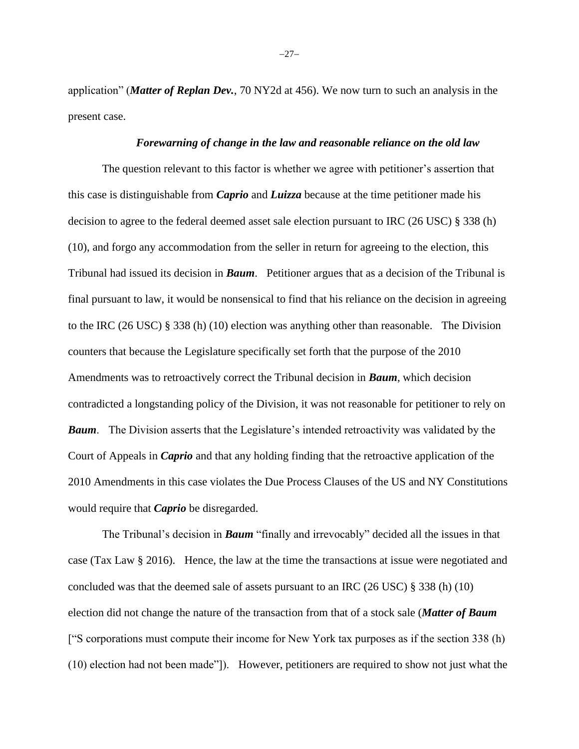application" (***Matter of Replan Dev.***, 70 NY2d at 456). We now turn to such an analysis in the present case.

***Forewarning of change in the law and reasonable reliance on the old law***

The question relevant to this factor is whether we agree with petitioner's assertion that this case is distinguishable from ***Caprio*** and ***Luizza*** because at the time petitioner made his decision to agree to the federal deemed asset sale election pursuant to IRC (26 USC) § 338 (h) (10), and forgo any accommodation from the seller in return for agreeing to the election, this Tribunal had issued its decision in ***Baum***. Petitioner argues that as a decision of the Tribunal is final pursuant to law, it would be nonsensical to find that his reliance on the decision in agreeing to the IRC (26 USC) § 338 (h) (10) election was anything other than reasonable. The Division counters that because the Legislature specifically set forth that the purpose of the 2010 Amendments was to retroactively correct the Tribunal decision in ***Baum***, which decision contradicted a longstanding policy of the Division, it was not reasonable for petitioner to rely on ***Baum***. The Division asserts that the Legislature's intended retroactivity was validated by the Court of Appeals in ***Caprio*** and that any holding finding that the retroactive application of the 2010 Amendments in this case violates the Due Process Clauses of the US and NY Constitutions would require that ***Caprio*** be disregarded.

The Tribunal's decision in ***Baum*** "finally and irrevocably" decided all the issues in that case (Tax Law § 2016). Hence, the law at the time the transactions at issue were negotiated and concluded was that the deemed sale of assets pursuant to an IRC (26 USC) § 338 (h) (10) election did not change the nature of the transaction from that of a stock sale (***Matter of Baum*** ["S corporations must compute their income for New York tax purposes as if the section 338 (h) (10) election had not been made"]). However, petitioners are required to show not just what the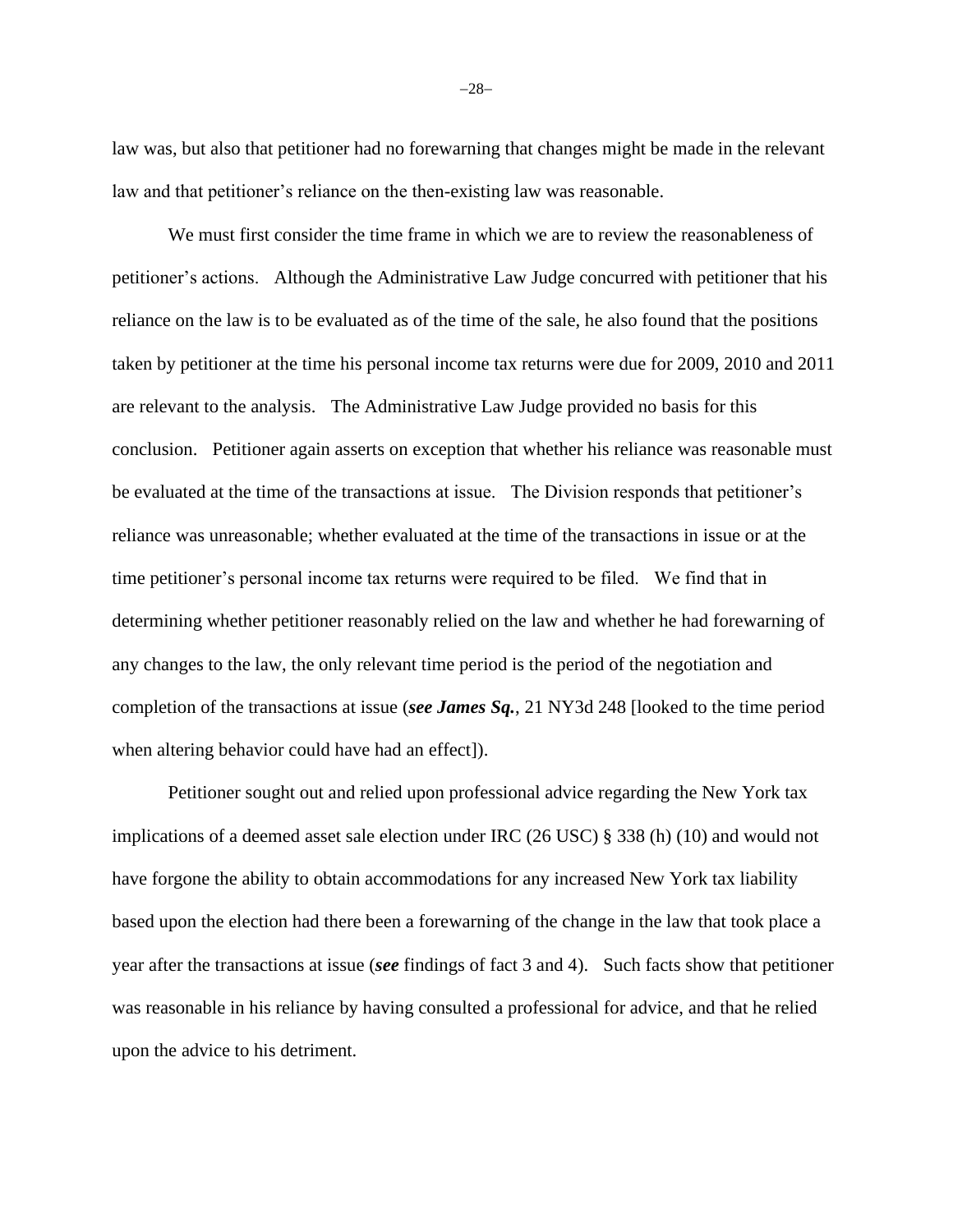law was, but also that petitioner had no forewarning that changes might be made in the relevant law and that petitioner's reliance on the then-existing law was reasonable.

We must first consider the time frame in which we are to review the reasonableness of petitioner's actions. Although the Administrative Law Judge concurred with petitioner that his reliance on the law is to be evaluated as of the time of the sale, he also found that the positions taken by petitioner at the time his personal income tax returns were due for 2009, 2010 and 2011 are relevant to the analysis. The Administrative Law Judge provided no basis for this conclusion. Petitioner again asserts on exception that whether his reliance was reasonable must be evaluated at the time of the transactions at issue. The Division responds that petitioner's reliance was unreasonable; whether evaluated at the time of the transactions in issue or at the time petitioner's personal income tax returns were required to be filed. We find that in determining whether petitioner reasonably relied on the law and whether he had forewarning of any changes to the law, the only relevant time period is the period of the negotiation and completion of the transactions at issue (***see James Sq.***, 21 NY3d 248 [looked to the time period when altering behavior could have had an effect]).

Petitioner sought out and relied upon professional advice regarding the New York tax implications of a deemed asset sale election under IRC (26 USC) § 338 (h) (10) and would not have forgone the ability to obtain accommodations for any increased New York tax liability based upon the election had there been a forewarning of the change in the law that took place a year after the transactions at issue (***see*** findings of fact 3 and 4). Such facts show that petitioner was reasonable in his reliance by having consulted a professional for advice, and that he relied upon the advice to his detriment.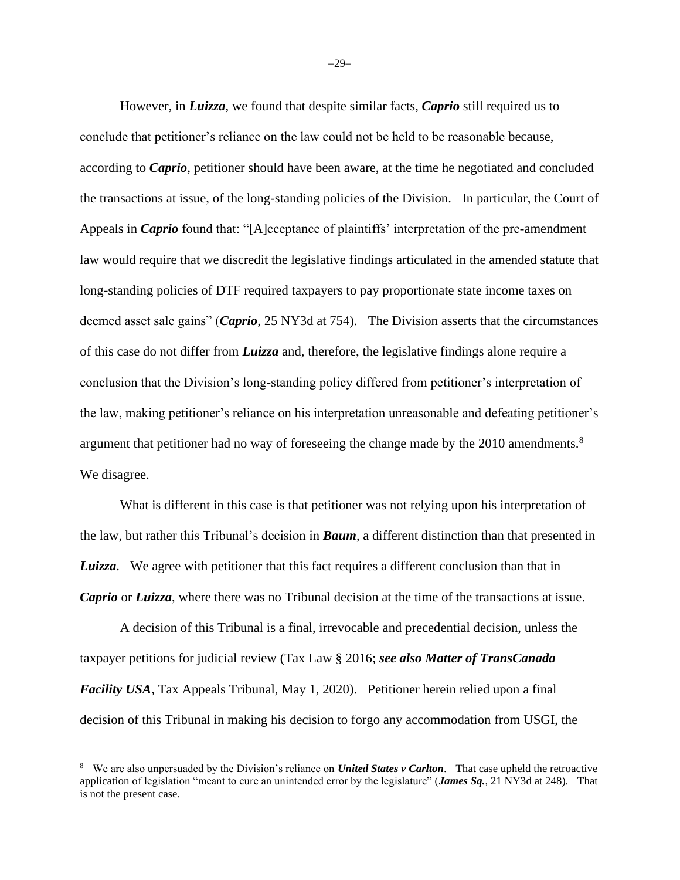However, in ***Luizza***, we found that despite similar facts, ***Caprio*** still required us to conclude that petitioner's reliance on the law could not be held to be reasonable because, according to ***Caprio***, petitioner should have been aware, at the time he negotiated and concluded the transactions at issue, of the long-standing policies of the Division. In particular, the Court of Appeals in ***Caprio*** found that: "[A]cceptance of plaintiffs' interpretation of the pre-amendment law would require that we discredit the legislative findings articulated in the amended statute that long-standing policies of DTF required taxpayers to pay proportionate state income taxes on deemed asset sale gains" (***Caprio***, 25 NY3d at 754). The Division asserts that the circumstances of this case do not differ from ***Luizza*** and, therefore, the legislative findings alone require a conclusion that the Division's long-standing policy differed from petitioner's interpretation of the law, making petitioner's reliance on his interpretation unreasonable and defeating petitioner's argument that petitioner had no way of foreseeing the change made by the 2010 amendments.[8] We disagree.

What is different in this case is that petitioner was not relying upon his interpretation of the law, but rather this Tribunal's decision in ***Baum***, a different distinction than that presented in ***Luizza***. We agree with petitioner that this fact requires a different conclusion than that in ***Caprio*** or ***Luizza***, where there was no Tribunal decision at the time of the transactions at issue.

A decision of this Tribunal is a final, irrevocable and precedential decision, unless the taxpayer petitions for judicial review (Tax Law § 2016; ***see also Matter of TransCanada Facility USA***, Tax Appeals Tribunal, May 1, 2020). Petitioner herein relied upon a final decision of this Tribunal in making his decision to forgo any accommodation from USGI, the

---

[8] We are also unpersuaded by the Division's reliance on ***United States v Carlton***. That case upheld the retroactive application of legislation "meant to cure an unintended error by the legislature" (***James Sq.***, 21 NY3d at 248). That is not the present case.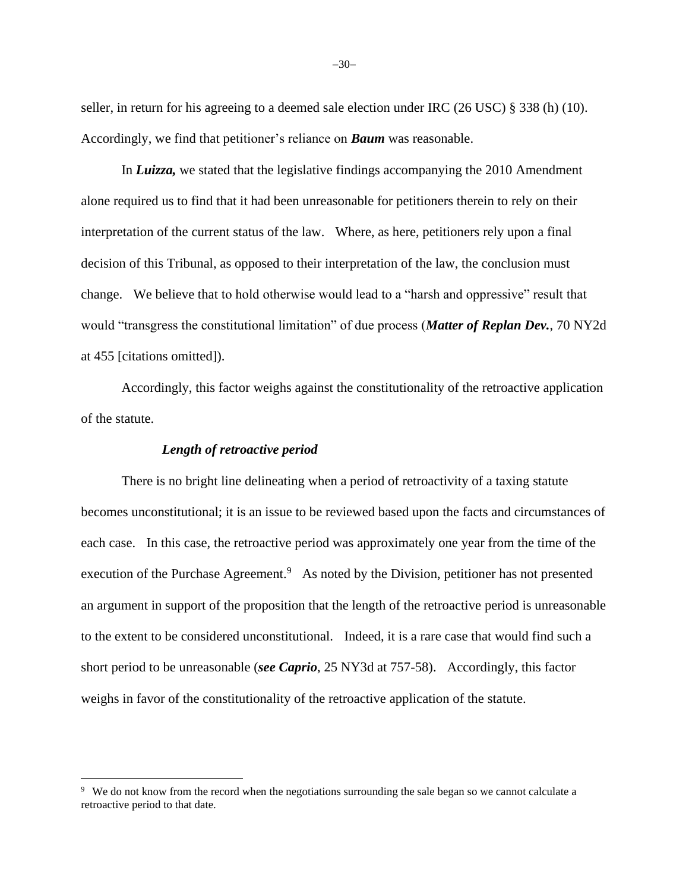seller, in return for his agreeing to a deemed sale election under IRC (26 USC) § 338 (h) (10). Accordingly, we find that petitioner's reliance on ***Baum*** was reasonable.

In ***Luizza,*** we stated that the legislative findings accompanying the 2010 Amendment alone required us to find that it had been unreasonable for petitioners therein to rely on their interpretation of the current status of the law. Where, as here, petitioners rely upon a final decision of this Tribunal, as opposed to their interpretation of the law, the conclusion must change. We believe that to hold otherwise would lead to a "harsh and oppressive" result that would "transgress the constitutional limitation" of due process (***Matter of Replan Dev.***, 70 NY2d at 455 [citations omitted]).

Accordingly, this factor weighs against the constitutionality of the retroactive application of the statute.

***Length of retroactive period***

There is no bright line delineating when a period of retroactivity of a taxing statute becomes unconstitutional; it is an issue to be reviewed based upon the facts and circumstances of each case. In this case, the retroactive period was approximately one year from the time of the execution of the Purchase Agreement.[9] As noted by the Division, petitioner has not presented an argument in support of the proposition that the length of the retroactive period is unreasonable to the extent to be considered unconstitutional. Indeed, it is a rare case that would find such a short period to be unreasonable (***see Caprio***, 25 NY3d at 757-58). Accordingly, this factor weighs in favor of the constitutionality of the retroactive application of the statute.

---

[9] We do not know from the record when the negotiations surrounding the sale began so we cannot calculate a retroactive period to that date.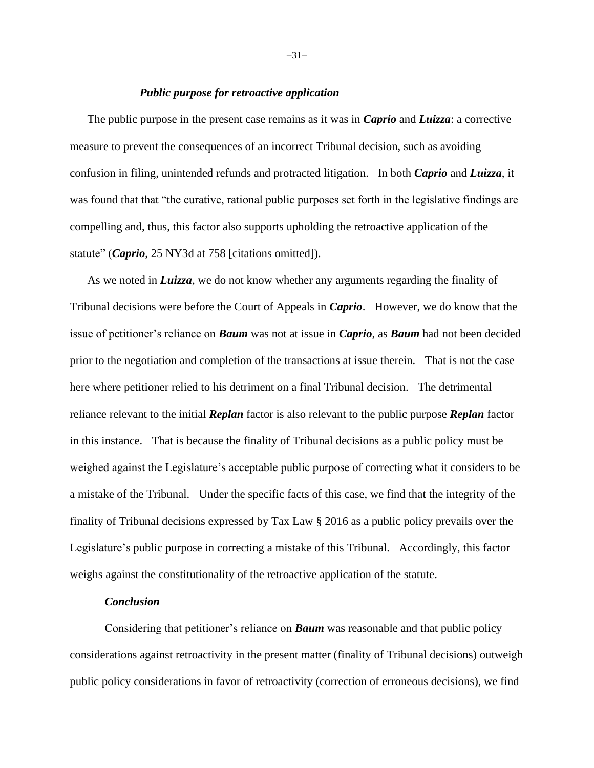***Public purpose for retroactive application***

The public purpose in the present case remains as it was in ***Caprio*** and ***Luizza***: a corrective measure to prevent the consequences of an incorrect Tribunal decision, such as avoiding confusion in filing, unintended refunds and protracted litigation. In both ***Caprio*** and ***Luizza***, it was found that that "the curative, rational public purposes set forth in the legislative findings are compelling and, thus, this factor also supports upholding the retroactive application of the statute" (***Caprio***, 25 NY3d at 758 [citations omitted]).

As we noted in ***Luizza***, we do not know whether any arguments regarding the finality of Tribunal decisions were before the Court of Appeals in ***Caprio***. However, we do know that the issue of petitioner's reliance on ***Baum*** was not at issue in ***Caprio***, as ***Baum*** had not been decided prior to the negotiation and completion of the transactions at issue therein. That is not the case here where petitioner relied to his detriment on a final Tribunal decision. The detrimental reliance relevant to the initial ***Replan*** factor is also relevant to the public purpose ***Replan*** factor in this instance. That is because the finality of Tribunal decisions as a public policy must be weighed against the Legislature's acceptable public purpose of correcting what it considers to be a mistake of the Tribunal. Under the specific facts of this case, we find that the integrity of the finality of Tribunal decisions expressed by Tax Law § 2016 as a public policy prevails over the Legislature's public purpose in correcting a mistake of this Tribunal. Accordingly, this factor weighs against the constitutionality of the retroactive application of the statute.

***Conclusion***

Considering that petitioner's reliance on ***Baum*** was reasonable and that public policy considerations against retroactivity in the present matter (finality of Tribunal decisions) outweigh public policy considerations in favor of retroactivity (correction of erroneous decisions), we find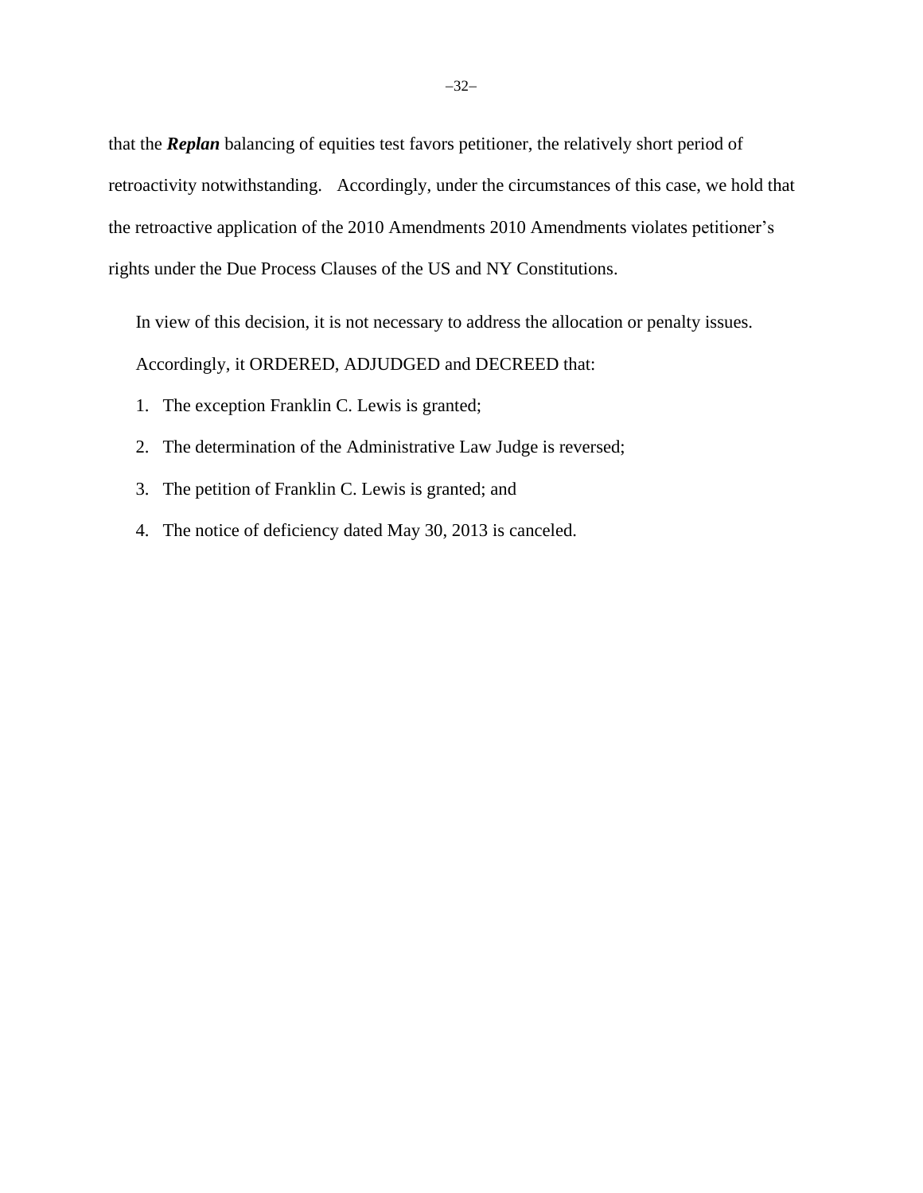that the ***Replan*** balancing of equities test favors petitioner, the relatively short period of retroactivity notwithstanding. Accordingly, under the circumstances of this case, we hold that the retroactive application of the 2010 Amendments 2010 Amendments violates petitioner's rights under the Due Process Clauses of the US and NY Constitutions.

In view of this decision, it is not necessary to address the allocation or penalty issues.

Accordingly, it ORDERED, ADJUDGED and DECREED that:

1. The exception Franklin C. Lewis is granted;
2. The determination of the Administrative Law Judge is reversed;
3. The petition of Franklin C. Lewis is granted; and
4. The notice of deficiency dated May 30, 2013 is canceled.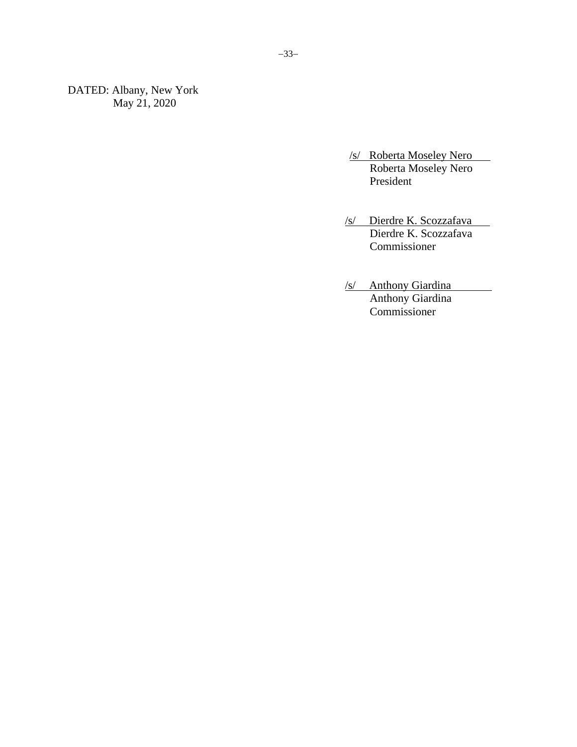DATED: Albany, New York
May 21, 2020

/s/ Roberta Moseley Nero
Roberta Moseley Nero
President

/s/ Dierdre K. Scozzafava
Dierdre K. Scozzafava
Commissioner

/s/ Anthony Giardina
Anthony Giardina
Commissioner